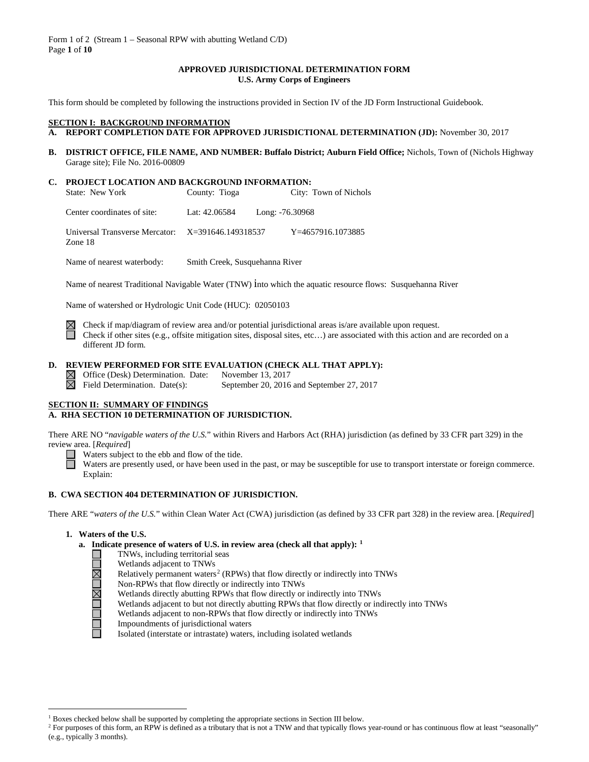Form 1 of 2 (Stream 1 – Seasonal RPW with abutting Wetland C/D)

**APPROVED JURISDICTIONAL DETERMINATION FORM**
**U.S. Army Corps of Engineers**

This form should be completed by following the instructions provided in Section IV of the JD Form Instructional Guidebook.

## SECTION I: BACKGROUND INFORMATION

**A. REPORT COMPLETION DATE FOR APPROVED JURISDICTIONAL DETERMINATION (JD):** November 30, 2017

**B. DISTRICT OFFICE, FILE NAME, AND NUMBER: Buffalo District; Auburn Field Office;** Nichols, Town of (Nichols Highway Garage site); File No. 2016-00809

**C. PROJECT LOCATION AND BACKGROUND INFORMATION:**

State: New York County: Tioga City: Town of Nichols

Center coordinates of site: Lat: 42.06584 Long: -76.30968

Universal Transverse Mercator: Zone 18 X=391646.149318537 Y=4657916.1073885

Name of nearest waterbody: Smith Creek, Susquehanna River

Name of nearest Traditional Navigable Water (TNW) into which the aquatic resource flows: Susquehanna River

Name of watershed or Hydrologic Unit Code (HUC): 02050103

☒ Check if map/diagram of review area and/or potential jurisdictional areas is/are available upon request.
☐ Check if other sites (e.g., offsite mitigation sites, disposal sites, etc…) are associated with this action and are recorded on a different JD form.

**D. REVIEW PERFORMED FOR SITE EVALUATION (CHECK ALL THAT APPLY):**

☒ Office (Desk) Determination. Date: November 13, 2017
☒ Field Determination. Date(s): September 20, 2016 and September 27, 2017

## SECTION II: SUMMARY OF FINDINGS

**A. RHA SECTION 10 DETERMINATION OF JURISDICTION.**

There ARE NO "*navigable waters of the U.S.*" within Rivers and Harbors Act (RHA) jurisdiction (as defined by 33 CFR part 329) in the review area. [*Required*]

☐ Waters subject to the ebb and flow of the tide.
☐ Waters are presently used, or have been used in the past, or may be susceptible for use to transport interstate or foreign commerce. Explain:

**B. CWA SECTION 404 DETERMINATION OF JURISDICTION.**

There ARE "*waters of the U.S.*" within Clean Water Act (CWA) jurisdiction (as defined by 33 CFR part 328) in the review area. [*Required*]

**1. Waters of the U.S.**

**a. Indicate presence of waters of U.S. in review area (check all that apply):** [1]

☐ TNWs, including territorial seas
☐ Wetlands adjacent to TNWs
☒ Relatively permanent waters[2] (RPWs) that flow directly or indirectly into TNWs
☐ Non-RPWs that flow directly or indirectly into TNWs
☒ Wetlands directly abutting RPWs that flow directly or indirectly into TNWs
☐ Wetlands adjacent to but not directly abutting RPWs that flow directly or indirectly into TNWs
☐ Wetlands adjacent to non-RPWs that flow directly or indirectly into TNWs
☐ Impoundments of jurisdictional waters
☐ Isolated (interstate or intrastate) waters, including isolated wetlands

---

[1] Boxes checked below shall be supported by completing the appropriate sections in Section III below.

[2] For purposes of this form, an RPW is defined as a tributary that is not a TNW and that typically flows year-round or has continuous flow at least "seasonally" (e.g., typically 3 months).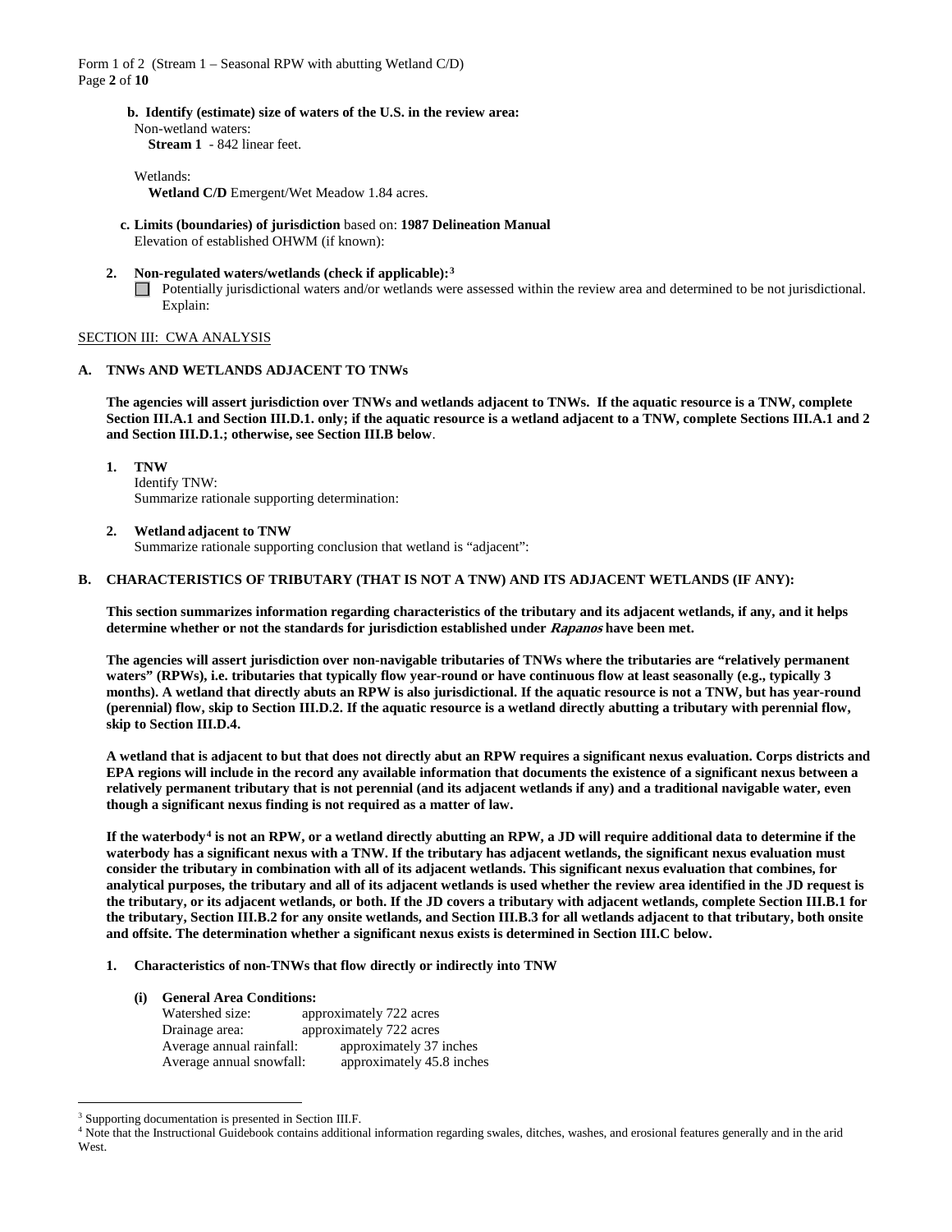**b. Identify (estimate) size of waters of the U.S. in the review area:**

Non-wetland waters:

**Stream 1** - 842 linear feet.

Wetlands:

**Wetland C/D** Emergent/Wet Meadow 1.84 acres.

**c. Limits (boundaries) of jurisdiction** based on: **1987 Delineation Manual**

Elevation of established OHWM (if known):

**2. Non-regulated waters/wetlands (check if applicable):**[3]

☐ Potentially jurisdictional waters and/or wetlands were assessed within the review area and determined to be not jurisdictional. Explain:

SECTION III: CWA ANALYSIS

**A. TNWs AND WETLANDS ADJACENT TO TNWs**

**The agencies will assert jurisdiction over TNWs and wetlands adjacent to TNWs. If the aquatic resource is a TNW, complete Section III.A.1 and Section III.D.1. only; if the aquatic resource is a wetland adjacent to a TNW, complete Sections III.A.1 and 2 and Section III.D.1.; otherwise, see Section III.B below**.

**1. TNW**

Identify TNW:

Summarize rationale supporting determination:

**2. Wetland adjacent to TNW**

Summarize rationale supporting conclusion that wetland is "adjacent":

**B. CHARACTERISTICS OF TRIBUTARY (THAT IS NOT A TNW) AND ITS ADJACENT WETLANDS (IF ANY):**

**This section summarizes information regarding characteristics of the tributary and its adjacent wetlands, if any, and it helps determine whether or not the standards for jurisdiction established under *Rapanos* have been met.**

**The agencies will assert jurisdiction over non-navigable tributaries of TNWs where the tributaries are "relatively permanent waters" (RPWs), i.e. tributaries that typically flow year-round or have continuous flow at least seasonally (e.g., typically 3 months). A wetland that directly abuts an RPW is also jurisdictional. If the aquatic resource is not a TNW, but has year-round (perennial) flow, skip to Section III.D.2. If the aquatic resource is a wetland directly abutting a tributary with perennial flow, skip to Section III.D.4.**

**A wetland that is adjacent to but that does not directly abut an RPW requires a significant nexus evaluation. Corps districts and EPA regions will include in the record any available information that documents the existence of a significant nexus between a relatively permanent tributary that is not perennial (and its adjacent wetlands if any) and a traditional navigable water, even though a significant nexus finding is not required as a matter of law.**

**If the waterbody[4] is not an RPW, or a wetland directly abutting an RPW, a JD will require additional data to determine if the waterbody has a significant nexus with a TNW. If the tributary has adjacent wetlands, the significant nexus evaluation must consider the tributary in combination with all of its adjacent wetlands. This significant nexus evaluation that combines, for analytical purposes, the tributary and all of its adjacent wetlands is used whether the review area identified in the JD request is the tributary, or its adjacent wetlands, or both. If the JD covers a tributary with adjacent wetlands, complete Section III.B.1 for the tributary, Section III.B.2 for any onsite wetlands, and Section III.B.3 for all wetlands adjacent to that tributary, both onsite and offsite. The determination whether a significant nexus exists is determined in Section III.C below.**

**1. Characteristics of non-TNWs that flow directly or indirectly into TNW**

**(i) General Area Conditions:**

Watershed size: approximately 722 acres

Drainage area: approximately 722 acres

Average annual rainfall: approximately 37 inches

Average annual snowfall: approximately 45.8 inches

---

[3] Supporting documentation is presented in Section III.F.

[4] Note that the Instructional Guidebook contains additional information regarding swales, ditches, washes, and erosional features generally and in the arid West.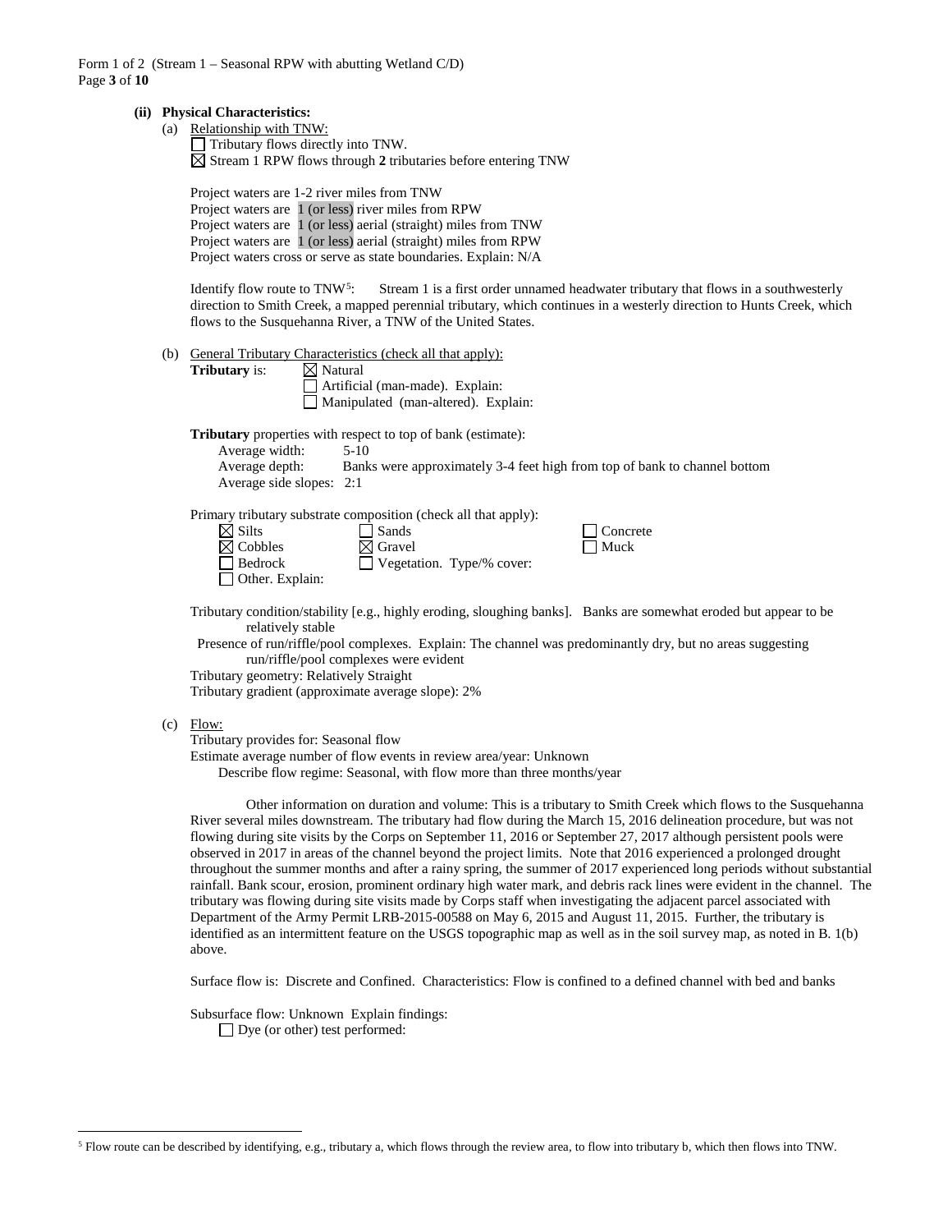**(ii) Physical Characteristics:**

(a) Relationship with TNW:

☐ Tributary flows directly into TNW.
☒ Stream 1 RPW flows through **2** tributaries before entering TNW

Project waters are 1-2 river miles from TNW
Project waters are 1 (or less) river miles from RPW
Project waters are 1 (or less) aerial (straight) miles from TNW
Project waters are 1 (or less) aerial (straight) miles from RPW
Project waters cross or serve as state boundaries. Explain: N/A

Identify flow route to TNW[5]: Stream 1 is a first order unnamed headwater tributary that flows in a southwesterly direction to Smith Creek, a mapped perennial tributary, which continues in a westerly direction to Hunts Creek, which flows to the Susquehanna River, a TNW of the United States.

(b) General Tributary Characteristics (check all that apply):

**Tributary** is:
☒ Natural
☐ Artificial (man-made). Explain:
☐ Manipulated (man-altered). Explain:

**Tributary** properties with respect to top of bank (estimate):
Average width: 5-10
Average depth: Banks were approximately 3-4 feet high from top of bank to channel bottom
Average side slopes: 2:1

Primary tributary substrate composition (check all that apply):

☒ Silts ☐ Sands ☐ Concrete
☒ Cobbles ☒ Gravel ☐ Muck
☐ Bedrock ☐ Vegetation. Type/% cover:
☐ Other. Explain:

Tributary condition/stability [e.g., highly eroding, sloughing banks]. Banks are somewhat eroded but appear to be relatively stable

Presence of run/riffle/pool complexes. Explain: The channel was predominantly dry, but no areas suggesting run/riffle/pool complexes were evident

Tributary geometry: Relatively Straight

Tributary gradient (approximate average slope): 2%

(c) Flow:

Tributary provides for: Seasonal flow
Estimate average number of flow events in review area/year: Unknown
Describe flow regime: Seasonal, with flow more than three months/year

Other information on duration and volume: This is a tributary to Smith Creek which flows to the Susquehanna River several miles downstream. The tributary had flow during the March 15, 2016 delineation procedure, but was not flowing during site visits by the Corps on September 11, 2016 or September 27, 2017 although persistent pools were observed in 2017 in areas of the channel beyond the project limits. Note that 2016 experienced a prolonged drought throughout the summer months and after a rainy spring, the summer of 2017 experienced long periods without substantial rainfall. Bank scour, erosion, prominent ordinary high water mark, and debris rack lines were evident in the channel. The tributary was flowing during site visits made by Corps staff when investigating the adjacent parcel associated with Department of the Army Permit LRB-2015-00588 on May 6, 2015 and August 11, 2015. Further, the tributary is identified as an intermittent feature on the USGS topographic map as well as in the soil survey map, as noted in B. 1(b) above.

Surface flow is: Discrete and Confined. Characteristics: Flow is confined to a defined channel with bed and banks

Subsurface flow: Unknown Explain findings:
☐ Dye (or other) test performed:

---

[5] Flow route can be described by identifying, e.g., tributary a, which flows through the review area, to flow into tributary b, which then flows into TNW.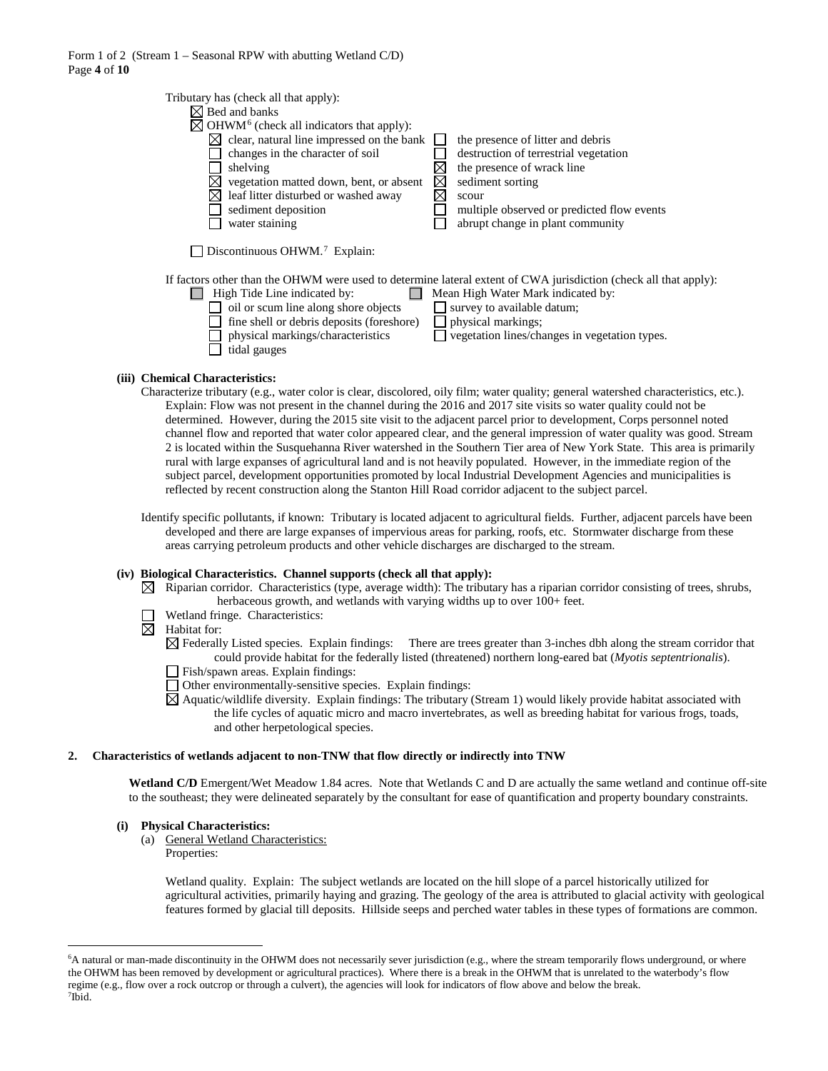Tributary has (check all that apply):

- ☒ Bed and banks
- ☒ OHWM[6] (check all indicators that apply):
  - ☒ clear, natural line impressed on the bank
  - ☐ changes in the character of soil
  - ☐ shelving
  - ☒ vegetation matted down, bent, or absent
  - ☒ leaf litter disturbed or washed away
  - ☐ sediment deposition
  - ☐ water staining
  - ☐ the presence of litter and debris
  - ☐ destruction of terrestrial vegetation
  - ☒ the presence of wrack line
  - ☒ sediment sorting
  - ☒ scour
  - ☐ multiple observed or predicted flow events
  - ☐ abrupt change in plant community

☐ Discontinuous OHWM.[7] Explain:

If factors other than the OHWM were used to determine lateral extent of CWA jurisdiction (check all that apply):

- ☐ High Tide Line indicated by:
  - ☐ oil or scum line along shore objects
  - ☐ fine shell or debris deposits (foreshore)
  - ☐ physical markings/characteristics
  - ☐ tidal gauges
- ☐ Mean High Water Mark indicated by:
  - ☐ survey to available datum;
  - ☐ physical markings;
  - ☐ vegetation lines/changes in vegetation types.

**(iii) Chemical Characteristics:**

Characterize tributary (e.g., water color is clear, discolored, oily film; water quality; general watershed characteristics, etc.).
Explain: Flow was not present in the channel during the 2016 and 2017 site visits so water quality could not be determined. However, during the 2015 site visit to the adjacent parcel prior to development, Corps personnel noted channel flow and reported that water color appeared clear, and the general impression of water quality was good. Stream 2 is located within the Susquehanna River watershed in the Southern Tier area of New York State. This area is primarily rural with large expanses of agricultural land and is not heavily populated. However, in the immediate region of the subject parcel, development opportunities promoted by local Industrial Development Agencies and municipalities is reflected by recent construction along the Stanton Hill Road corridor adjacent to the subject parcel.

Identify specific pollutants, if known: Tributary is located adjacent to agricultural fields. Further, adjacent parcels have been developed and there are large expanses of impervious areas for parking, roofs, etc. Stormwater discharge from these areas carrying petroleum products and other vehicle discharges are discharged to the stream.

**(iv) Biological Characteristics. Channel supports (check all that apply):**

- ☒ Riparian corridor. Characteristics (type, average width): The tributary has a riparian corridor consisting of trees, shrubs, herbaceous growth, and wetlands with varying widths up to over 100+ feet.
- ☐ Wetland fringe. Characteristics:
- ☒ Habitat for:
  - ☒ Federally Listed species. Explain findings: There are trees greater than 3-inches dbh along the stream corridor that could provide habitat for the federally listed (threatened) northern long-eared bat (*Myotis septentrionalis*).
  - ☐ Fish/spawn areas. Explain findings:
  - ☐ Other environmentally-sensitive species. Explain findings:
  - ☒ Aquatic/wildlife diversity. Explain findings: The tributary (Stream 1) would likely provide habitat associated with the life cycles of aquatic micro and macro invertebrates, as well as breeding habitat for various frogs, toads, and other herpetological species.

**2. Characteristics of wetlands adjacent to non-TNW that flow directly or indirectly into TNW**

**Wetland C/D** Emergent/Wet Meadow 1.84 acres. Note that Wetlands C and D are actually the same wetland and continue off-site to the southeast; they were delineated separately by the consultant for ease of quantification and property boundary constraints.

**(i) Physical Characteristics:**

(a) General Wetland Characteristics:
Properties:

Wetland quality. Explain: The subject wetlands are located on the hill slope of a parcel historically utilized for agricultural activities, primarily haying and grazing. The geology of the area is attributed to glacial activity with geological features formed by glacial till deposits. Hillside seeps and perched water tables in these types of formations are common.

---

[6] A natural or man-made discontinuity in the OHWM does not necessarily sever jurisdiction (e.g., where the stream temporarily flows underground, or where the OHWM has been removed by development or agricultural practices). Where there is a break in the OHWM that is unrelated to the waterbody's flow regime (e.g., flow over a rock outcrop or through a culvert), the agencies will look for indicators of flow above and below the break.
[7] Ibid.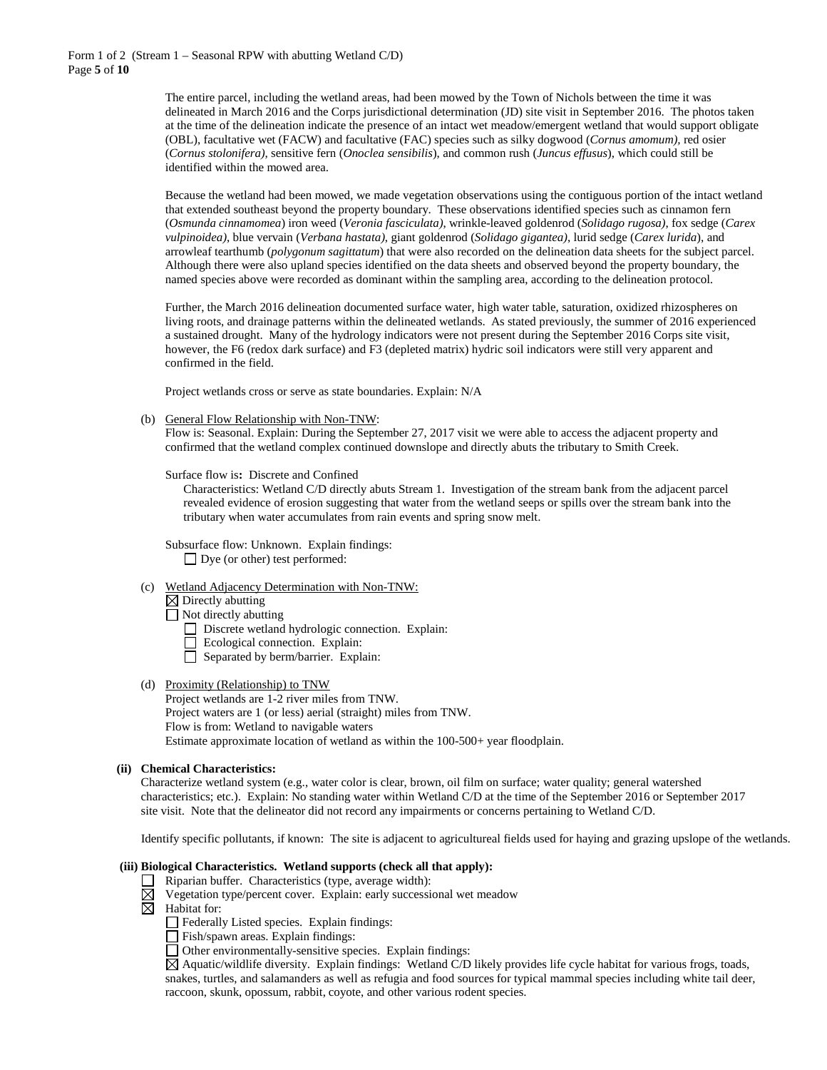The entire parcel, including the wetland areas, had been mowed by the Town of Nichols between the time it was delineated in March 2016 and the Corps jurisdictional determination (JD) site visit in September 2016. The photos taken at the time of the delineation indicate the presence of an intact wet meadow/emergent wetland that would support obligate (OBL), facultative wet (FACW) and facultative (FAC) species such as silky dogwood (*Cornus amomum),* red osier (*Cornus stolonifera),* sensitive fern (*Onoclea sensibilis*), and common rush (*Juncus effusus*), which could still be identified within the mowed area.

Because the wetland had been mowed, we made vegetation observations using the contiguous portion of the intact wetland that extended southeast beyond the property boundary. These observations identified species such as cinnamon fern (*Osmunda cinnamomea*) iron weed (*Veronia fasciculata)*, wrinkle-leaved goldenrod (*Solidago rugosa)*, fox sedge (*Carex vulpinoidea)*, blue vervain (*Verbana hastata)*, giant goldenrod (*Solidago gigantea)*, lurid sedge (*Carex lurida*), and arrowleaf tearthumb (*polygonum sagittatum*) that were also recorded on the delineation data sheets for the subject parcel. Although there were also upland species identified on the data sheets and observed beyond the property boundary, the named species above were recorded as dominant within the sampling area, according to the delineation protocol.

Further, the March 2016 delineation documented surface water, high water table, saturation, oxidized rhizospheres on living roots, and drainage patterns within the delineated wetlands. As stated previously, the summer of 2016 experienced a sustained drought. Many of the hydrology indicators were not present during the September 2016 Corps site visit, however, the F6 (redox dark surface) and F3 (depleted matrix) hydric soil indicators were still very apparent and confirmed in the field.

Project wetlands cross or serve as state boundaries. Explain: N/A

(b) General Flow Relationship with Non-TNW:
Flow is: Seasonal. Explain: During the September 27, 2017 visit we were able to access the adjacent property and confirmed that the wetland complex continued downslope and directly abuts the tributary to Smith Creek.

Surface flow is**:** Discrete and Confined
Characteristics: Wetland C/D directly abuts Stream 1. Investigation of the stream bank from the adjacent parcel revealed evidence of erosion suggesting that water from the wetland seeps or spills over the stream bank into the tributary when water accumulates from rain events and spring snow melt.

Subsurface flow: Unknown. Explain findings:
☐ Dye (or other) test performed:

(c) Wetland Adjacency Determination with Non-TNW:
☒ Directly abutting
☐ Not directly abutting
☐ Discrete wetland hydrologic connection. Explain:
☐ Ecological connection. Explain:
☐ Separated by berm/barrier. Explain:

(d) Proximity (Relationship) to TNW
Project wetlands are 1-2 river miles from TNW.
Project waters are 1 (or less) aerial (straight) miles from TNW.
Flow is from: Wetland to navigable waters
Estimate approximate location of wetland as within the 100-500+ year floodplain.

**(ii) Chemical Characteristics:**
Characterize wetland system (e.g., water color is clear, brown, oil film on surface; water quality; general watershed characteristics; etc.). Explain: No standing water within Wetland C/D at the time of the September 2016 or September 2017 site visit. Note that the delineator did not record any impairments or concerns pertaining to Wetland C/D.

Identify specific pollutants, if known: The site is adjacent to agricultureal fields used for haying and grazing upslope of the wetlands.

**(iii) Biological Characteristics. Wetland supports (check all that apply):**
☐ Riparian buffer. Characteristics (type, average width):
☒ Vegetation type/percent cover. Explain: early successional wet meadow
☒ Habitat for:
☐ Federally Listed species. Explain findings:
☐ Fish/spawn areas. Explain findings:
☐ Other environmentally-sensitive species. Explain findings:
☒ Aquatic/wildlife diversity. Explain findings: Wetland C/D likely provides life cycle habitat for various frogs, toads, snakes, turtles, and salamanders as well as refugia and food sources for typical mammal species including white tail deer, raccoon, skunk, opossum, rabbit, coyote, and other various rodent species.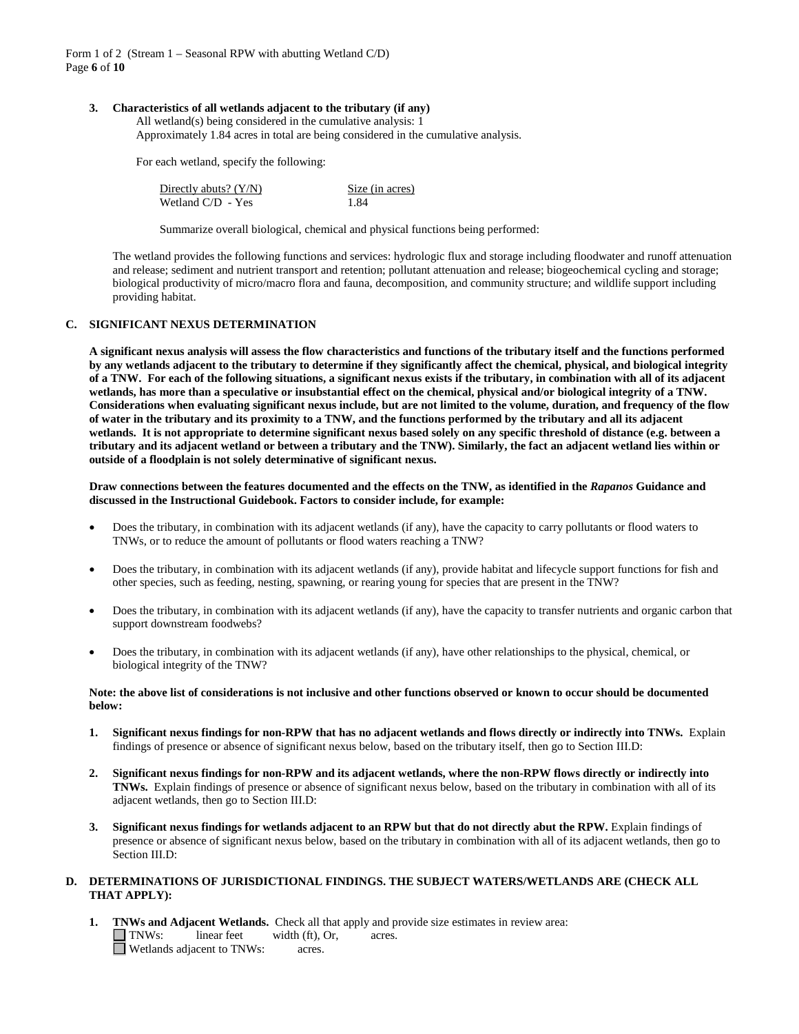**3. Characteristics of all wetlands adjacent to the tributary (if any)**

All wetland(s) being considered in the cumulative analysis: 1
Approximately 1.84 acres in total are being considered in the cumulative analysis.

For each wetland, specify the following:

| Directly abuts? (Y/N) | Size (in acres) |
|---|---|
| Wetland C/D - Yes | 1.84 |

Summarize overall biological, chemical and physical functions being performed:

The wetland provides the following functions and services: hydrologic flux and storage including floodwater and runoff attenuation and release; sediment and nutrient transport and retention; pollutant attenuation and release; biogeochemical cycling and storage; biological productivity of micro/macro flora and fauna, decomposition, and community structure; and wildlife support including providing habitat.

## C. SIGNIFICANT NEXUS DETERMINATION

**A significant nexus analysis will assess the flow characteristics and functions of the tributary itself and the functions performed by any wetlands adjacent to the tributary to determine if they significantly affect the chemical, physical, and biological integrity of a TNW. For each of the following situations, a significant nexus exists if the tributary, in combination with all of its adjacent wetlands, has more than a speculative or insubstantial effect on the chemical, physical and/or biological integrity of a TNW. Considerations when evaluating significant nexus include, but are not limited to the volume, duration, and frequency of the flow of water in the tributary and its proximity to a TNW, and the functions performed by the tributary and all its adjacent wetlands. It is not appropriate to determine significant nexus based solely on any specific threshold of distance (e.g. between a tributary and its adjacent wetland or between a tributary and the TNW). Similarly, the fact an adjacent wetland lies within or outside of a floodplain is not solely determinative of significant nexus.**

**Draw connections between the features documented and the effects on the TNW, as identified in the *Rapanos* Guidance and discussed in the Instructional Guidebook. Factors to consider include, for example:**

- Does the tributary, in combination with its adjacent wetlands (if any), have the capacity to carry pollutants or flood waters to TNWs, or to reduce the amount of pollutants or flood waters reaching a TNW?
- Does the tributary, in combination with its adjacent wetlands (if any), provide habitat and lifecycle support functions for fish and other species, such as feeding, nesting, spawning, or rearing young for species that are present in the TNW?
- Does the tributary, in combination with its adjacent wetlands (if any), have the capacity to transfer nutrients and organic carbon that support downstream foodwebs?
- Does the tributary, in combination with its adjacent wetlands (if any), have other relationships to the physical, chemical, or biological integrity of the TNW?

**Note: the above list of considerations is not inclusive and other functions observed or known to occur should be documented below:**

1. **Significant nexus findings for non-RPW that has no adjacent wetlands and flows directly or indirectly into TNWs.** Explain findings of presence or absence of significant nexus below, based on the tributary itself, then go to Section III.D:

2. **Significant nexus findings for non-RPW and its adjacent wetlands, where the non-RPW flows directly or indirectly into TNWs.** Explain findings of presence or absence of significant nexus below, based on the tributary in combination with all of its adjacent wetlands, then go to Section III.D:

3. **Significant nexus findings for wetlands adjacent to an RPW but that do not directly abut the RPW.** Explain findings of presence or absence of significant nexus below, based on the tributary in combination with all of its adjacent wetlands, then go to Section III.D:

## D. DETERMINATIONS OF JURISDICTIONAL FINDINGS. THE SUBJECT WATERS/WETLANDS ARE (CHECK ALL THAT APPLY):

1. **TNWs and Adjacent Wetlands.** Check all that apply and provide size estimates in review area:
   - ☐ TNWs: linear feet width (ft), Or, acres.
   - ☐ Wetlands adjacent to TNWs: acres.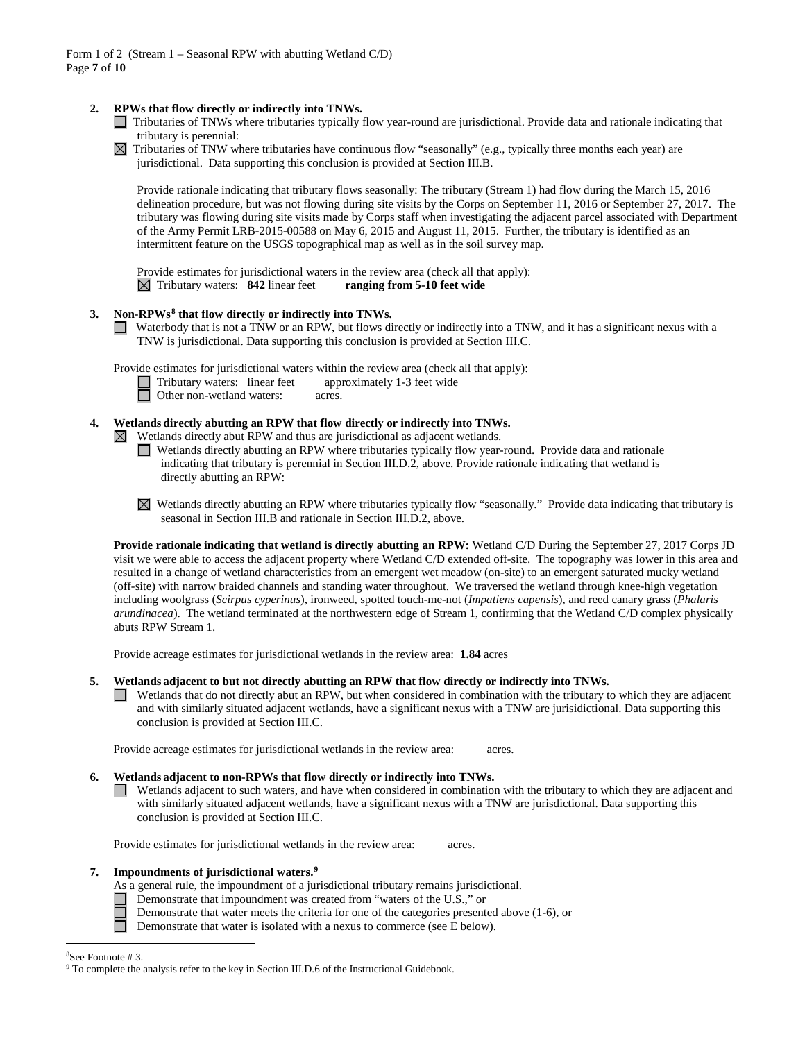**2. RPWs that flow directly or indirectly into TNWs.**

☐ Tributaries of TNWs where tributaries typically flow year-round are jurisdictional. Provide data and rationale indicating that tributary is perennial:

☒ Tributaries of TNW where tributaries have continuous flow "seasonally" (e.g., typically three months each year) are jurisdictional. Data supporting this conclusion is provided at Section III.B.

Provide rationale indicating that tributary flows seasonally: The tributary (Stream 1) had flow during the March 15, 2016 delineation procedure, but was not flowing during site visits by the Corps on September 11, 2016 or September 27, 2017. The tributary was flowing during site visits made by Corps staff when investigating the adjacent parcel associated with Department of the Army Permit LRB-2015-00588 on May 6, 2015 and August 11, 2015. Further, the tributary is identified as an intermittent feature on the USGS topographical map as well as in the soil survey map.

Provide estimates for jurisdictional waters in the review area (check all that apply):

☒ Tributary waters: **842** linear feet **ranging from 5-10 feet wide**

**3. Non-RPWs[8] that flow directly or indirectly into TNWs.**

☐ Waterbody that is not a TNW or an RPW, but flows directly or indirectly into a TNW, and it has a significant nexus with a TNW is jurisdictional. Data supporting this conclusion is provided at Section III.C.

Provide estimates for jurisdictional waters within the review area (check all that apply):

☐ Tributary waters: linear feet approximately 1-3 feet wide

☐ Other non-wetland waters: acres.

**4. Wetlands directly abutting an RPW that flow directly or indirectly into TNWs.**

☒ Wetlands directly abut RPW and thus are jurisdictional as adjacent wetlands.

☐ Wetlands directly abutting an RPW where tributaries typically flow year-round. Provide data and rationale indicating that tributary is perennial in Section III.D.2, above. Provide rationale indicating that wetland is directly abutting an RPW:

☒ Wetlands directly abutting an RPW where tributaries typically flow "seasonally." Provide data indicating that tributary is seasonal in Section III.B and rationale in Section III.D.2, above.

**Provide rationale indicating that wetland is directly abutting an RPW:** Wetland C/D During the September 27, 2017 Corps JD visit we were able to access the adjacent property where Wetland C/D extended off-site. The topography was lower in this area and resulted in a change of wetland characteristics from an emergent wet meadow (on-site) to an emergent saturated mucky wetland (off-site) with narrow braided channels and standing water throughout. We traversed the wetland through knee-high vegetation including woolgrass (*Scirpus cyperinus*), ironweed, spotted touch-me-not (*Impatiens capensis*), and reed canary grass (*Phalaris arundinacea*). The wetland terminated at the northwestern edge of Stream 1, confirming that the Wetland C/D complex physically abuts RPW Stream 1.

Provide acreage estimates for jurisdictional wetlands in the review area: **1.84** acres

**5. Wetlands adjacent to but not directly abutting an RPW that flow directly or indirectly into TNWs.**

☐ Wetlands that do not directly abut an RPW, but when considered in combination with the tributary to which they are adjacent and with similarly situated adjacent wetlands, have a significant nexus with a TNW are jurisidictional. Data supporting this conclusion is provided at Section III.C.

Provide acreage estimates for jurisdictional wetlands in the review area: acres.

**6. Wetlands adjacent to non-RPWs that flow directly or indirectly into TNWs.**

☐ Wetlands adjacent to such waters, and have when considered in combination with the tributary to which they are adjacent and with similarly situated adjacent wetlands, have a significant nexus with a TNW are jurisdictional. Data supporting this conclusion is provided at Section III.C.

Provide estimates for jurisdictional wetlands in the review area: acres.

**7. Impoundments of jurisdictional waters.[9]**

As a general rule, the impoundment of a jurisdictional tributary remains jurisdictional.

☐ Demonstrate that impoundment was created from "waters of the U.S.," or

☐ Demonstrate that water meets the criteria for one of the categories presented above (1-6), or

☐ Demonstrate that water is isolated with a nexus to commerce (see E below).

---

[8] See Footnote # 3.

[9] To complete the analysis refer to the key in Section III.D.6 of the Instructional Guidebook.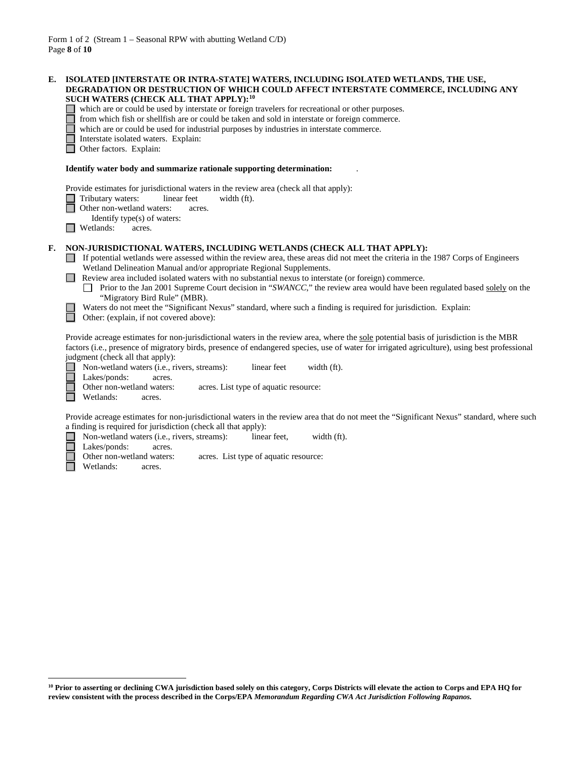**E. ISOLATED [INTERSTATE OR INTRA-STATE] WATERS, INCLUDING ISOLATED WETLANDS, THE USE, DEGRADATION OR DESTRUCTION OF WHICH COULD AFFECT INTERSTATE COMMERCE, INCLUDING ANY SUCH WATERS (CHECK ALL THAT APPLY):[10]**

- ☐ which are or could be used by interstate or foreign travelers for recreational or other purposes.
- ☐ from which fish or shellfish are or could be taken and sold in interstate or foreign commerce.
- ☐ which are or could be used for industrial purposes by industries in interstate commerce.
- ☐ Interstate isolated waters. Explain:
- ☐ Other factors. Explain:

**Identify water body and summarize rationale supporting determination:** .

Provide estimates for jurisdictional waters in the review area (check all that apply):

- ☐ Tributary waters: linear feet width (ft).
- ☐ Other non-wetland waters: acres.
  Identify type(s) of waters:
- ☐ Wetlands: acres.

**F. NON-JURISDICTIONAL WATERS, INCLUDING WETLANDS (CHECK ALL THAT APPLY):**

- ☐ If potential wetlands were assessed within the review area, these areas did not meet the criteria in the 1987 Corps of Engineers Wetland Delineation Manual and/or appropriate Regional Supplements.
- ☐ Review area included isolated waters with no substantial nexus to interstate (or foreign) commerce.
  - ☐ Prior to the Jan 2001 Supreme Court decision in "*SWANCC*," the review area would have been regulated based solely on the "Migratory Bird Rule" (MBR).
- ☐ Waters do not meet the "Significant Nexus" standard, where such a finding is required for jurisdiction. Explain:
- ☐ Other: (explain, if not covered above):

Provide acreage estimates for non-jurisdictional waters in the review area, where the sole potential basis of jurisdiction is the MBR factors (i.e., presence of migratory birds, presence of endangered species, use of water for irrigated agriculture), using best professional judgment (check all that apply):

- ☐ Non-wetland waters (i.e., rivers, streams): linear feet width (ft).
- ☐ Lakes/ponds: acres.
- ☐ Other non-wetland waters: acres. List type of aquatic resource:
- ☐ Wetlands: acres.

Provide acreage estimates for non-jurisdictional waters in the review area that do not meet the "Significant Nexus" standard, where such a finding is required for jurisdiction (check all that apply):

- ☐ Non-wetland waters (i.e., rivers, streams): linear feet, width (ft).
- ☐ Lakes/ponds: acres.
- ☐ Other non-wetland waters: acres. List type of aquatic resource:
- ☐ Wetlands: acres.

---

**[10] Prior to asserting or declining CWA jurisdiction based solely on this category, Corps Districts will elevate the action to Corps and EPA HQ for review consistent with the process described in the Corps/EPA *Memorandum Regarding CWA Act Jurisdiction Following Rapanos.***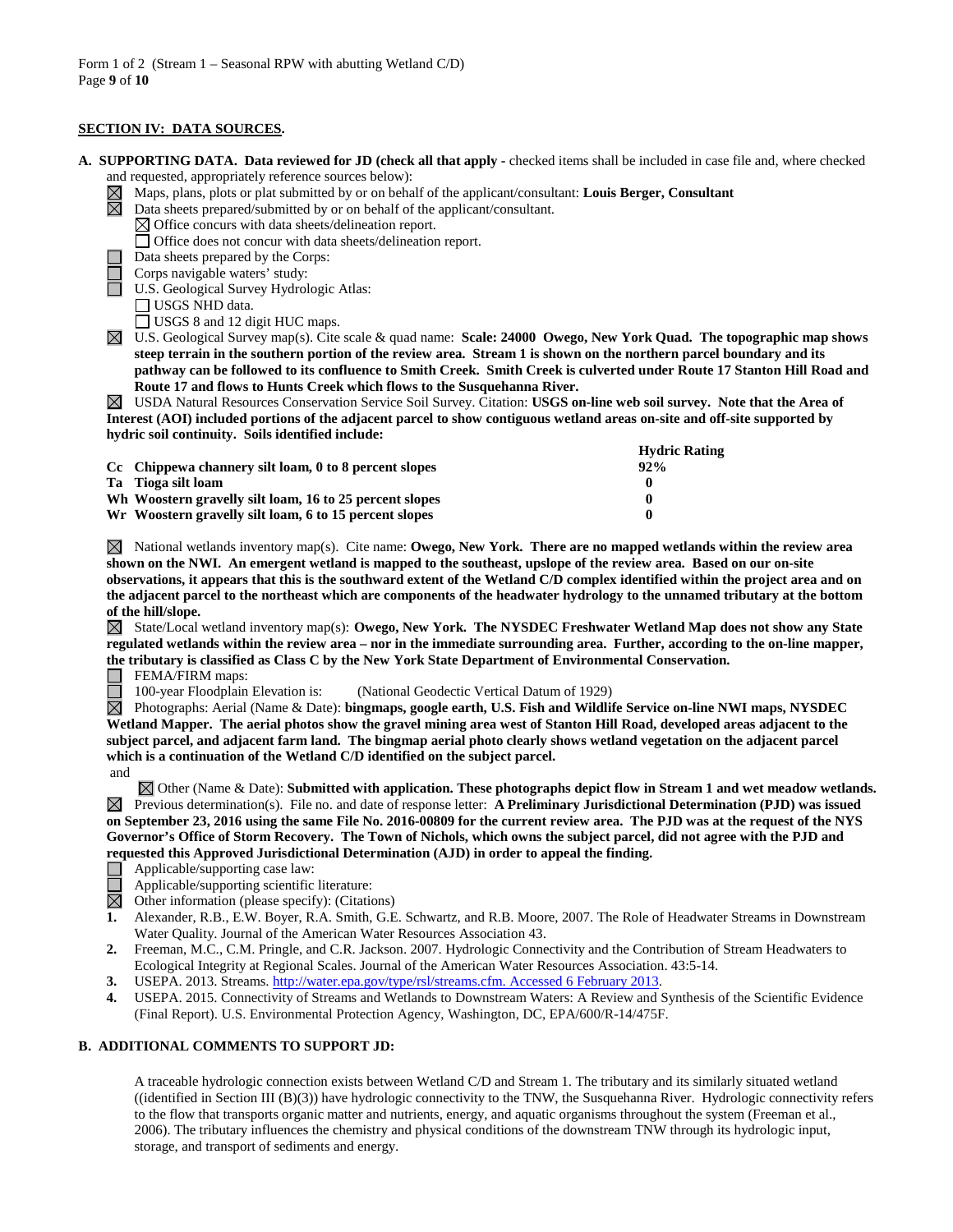## SECTION IV: DATA SOURCES.

**A. SUPPORTING DATA. Data reviewed for JD (check all that apply** - checked items shall be included in case file and, where checked and requested, appropriately reference sources below):

- ☒ Maps, plans, plots or plat submitted by or on behalf of the applicant/consultant: **Louis Berger, Consultant**
- ☒ Data sheets prepared/submitted by or on behalf of the applicant/consultant.
  - ☒ Office concurs with data sheets/delineation report.
  - ☐ Office does not concur with data sheets/delineation report.
- ☐ Data sheets prepared by the Corps:
- ☐ Corps navigable waters' study:
- ☐ U.S. Geological Survey Hydrologic Atlas:
  - ☐ USGS NHD data.
  - ☐ USGS 8 and 12 digit HUC maps.
- ☒ U.S. Geological Survey map(s). Cite scale & quad name: **Scale: 24000 Owego, New York Quad. The topographic map shows steep terrain in the southern portion of the review area. Stream 1 is shown on the northern parcel boundary and its pathway can be followed to its confluence to Smith Creek. Smith Creek is culverted under Route 17 Stanton Hill Road and Route 17 and flows to Hunts Creek which flows to the Susquehanna River.**
- ☒ USDA Natural Resources Conservation Service Soil Survey. Citation: **USGS on-line web soil survey. Note that the Area of Interest (AOI) included portions of the adjacent parcel to show contiguous wetland areas on-site and off-site supported by hydric soil continuity. Soils identified include:**

| | Hydric Rating |
|---|---|
| **Cc Chippewa channery silt loam, 0 to 8 percent slopes** | **92%** |
| **Ta Tioga silt loam** | **0** |
| **Wh Woostern gravelly silt loam, 16 to 25 percent slopes** | **0** |
| **Wr Woostern gravelly silt loam, 6 to 15 percent slopes** | **0** |

- ☒ National wetlands inventory map(s). Cite name: **Owego, New York. There are no mapped wetlands within the review area shown on the NWI. An emergent wetland is mapped to the southeast, upslope of the review area. Based on our on-site observations, it appears that this is the southward extent of the Wetland C/D complex identified within the project area and on the adjacent parcel to the northeast which are components of the headwater hydrology to the unnamed tributary at the bottom of the hill/slope.**
- ☒ State/Local wetland inventory map(s): **Owego, New York. The NYSDEC Freshwater Wetland Map does not show any State regulated wetlands within the review area – nor in the immediate surrounding area. Further, according to the on-line mapper, the tributary is classified as Class C by the New York State Department of Environmental Conservation.**
- ☐ FEMA/FIRM maps:
- ☐ 100-year Floodplain Elevation is: (National Geodectic Vertical Datum of 1929)
- ☒ Photographs: Aerial (Name & Date): **bingmaps, google earth, U.S. Fish and Wildlife Service on-line NWI maps, NYSDEC Wetland Mapper. The aerial photos show the gravel mining area west of Stanton Hill Road, developed areas adjacent to the subject parcel, and adjacent farm land. The bingmap aerial photo clearly shows wetland vegetation on the adjacent parcel which is a continuation of the Wetland C/D identified on the subject parcel.**

  and

  ☒ Other (Name & Date): **Submitted with application. These photographs depict flow in Stream 1 and wet meadow wetlands.**
- ☒ Previous determination(s). File no. and date of response letter: **A Preliminary Jurisdictional Determination (PJD) was issued on September 23, 2016 using the same File No. 2016-00809 for the current review area. The PJD was at the request of the NYS Governor's Office of Storm Recovery. The Town of Nichols, which owns the subject parcel, did not agree with the PJD and requested this Approved Jurisdictional Determination (AJD) in order to appeal the finding.**
- ☐ Applicable/supporting case law:
- ☐ Applicable/supporting scientific literature:
- ☒ Other information (please specify): (Citations)

1. Alexander, R.B., E.W. Boyer, R.A. Smith, G.E. Schwartz, and R.B. Moore, 2007. The Role of Headwater Streams in Downstream Water Quality. Journal of the American Water Resources Association 43.
2. Freeman, M.C., C.M. Pringle, and C.R. Jackson. 2007. Hydrologic Connectivity and the Contribution of Stream Headwaters to Ecological Integrity at Regional Scales. Journal of the American Water Resources Association. 43:5-14.
3. USEPA. 2013. Streams. http://water.epa.gov/type/rsl/streams.cfm. Accessed 6 February 2013.
4. USEPA. 2015. Connectivity of Streams and Wetlands to Downstream Waters: A Review and Synthesis of the Scientific Evidence (Final Report). U.S. Environmental Protection Agency, Washington, DC, EPA/600/R-14/475F.

**B. ADDITIONAL COMMENTS TO SUPPORT JD:**

A traceable hydrologic connection exists between Wetland C/D and Stream 1. The tributary and its similarly situated wetland ((identified in Section III (B)(3)) have hydrologic connectivity to the TNW, the Susquehanna River. Hydrologic connectivity refers to the flow that transports organic matter and nutrients, energy, and aquatic organisms throughout the system (Freeman et al., 2006). The tributary influences the chemistry and physical conditions of the downstream TNW through its hydrologic input, storage, and transport of sediments and energy.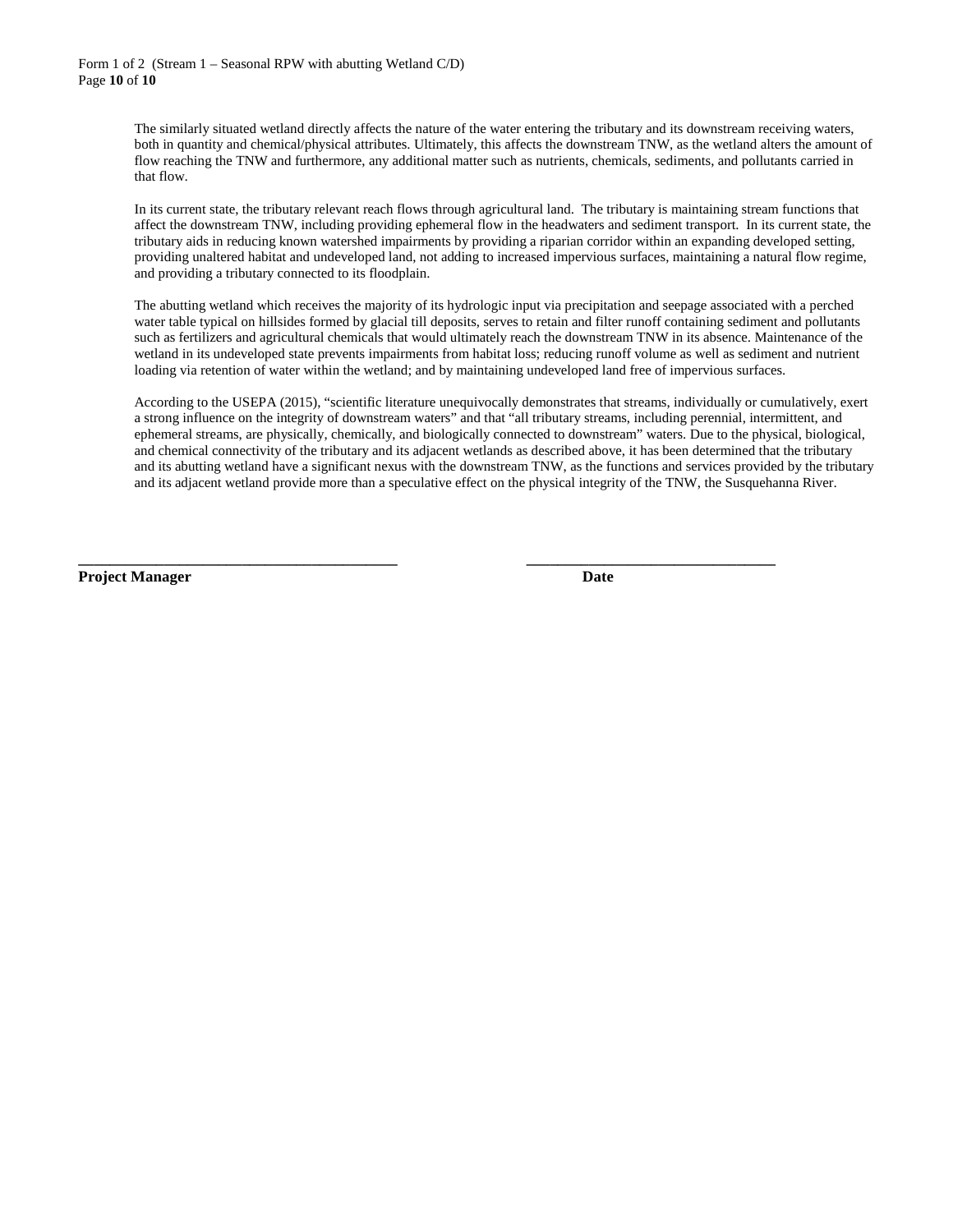The similarly situated wetland directly affects the nature of the water entering the tributary and its downstream receiving waters, both in quantity and chemical/physical attributes. Ultimately, this affects the downstream TNW, as the wetland alters the amount of flow reaching the TNW and furthermore, any additional matter such as nutrients, chemicals, sediments, and pollutants carried in that flow.

In its current state, the tributary relevant reach flows through agricultural land. The tributary is maintaining stream functions that affect the downstream TNW, including providing ephemeral flow in the headwaters and sediment transport. In its current state, the tributary aids in reducing known watershed impairments by providing a riparian corridor within an expanding developed setting, providing unaltered habitat and undeveloped land, not adding to increased impervious surfaces, maintaining a natural flow regime, and providing a tributary connected to its floodplain.

The abutting wetland which receives the majority of its hydrologic input via precipitation and seepage associated with a perched water table typical on hillsides formed by glacial till deposits, serves to retain and filter runoff containing sediment and pollutants such as fertilizers and agricultural chemicals that would ultimately reach the downstream TNW in its absence. Maintenance of the wetland in its undeveloped state prevents impairments from habitat loss; reducing runoff volume as well as sediment and nutrient loading via retention of water within the wetland; and by maintaining undeveloped land free of impervious surfaces.

According to the USEPA (2015), "scientific literature unequivocally demonstrates that streams, individually or cumulatively, exert a strong influence on the integrity of downstream waters" and that "all tributary streams, including perennial, intermittent, and ephemeral streams, are physically, chemically, and biologically connected to downstream" waters. Due to the physical, biological, and chemical connectivity of the tributary and its adjacent wetlands as described above, it has been determined that the tributary and its abutting wetland have a significant nexus with the downstream TNW, as the functions and services provided by the tributary and its adjacent wetland provide more than a speculative effect on the physical integrity of the TNW, the Susquehanna River.

\_\_\_\_\_\_\_\_\_\_\_\_\_\_\_\_\_\_\_\_\_\_\_\_\_\_\_\_\_\_\_\_\_\_\_\_\_\_\_\_ \_\_\_\_\_\_\_\_\_\_\_\_\_\_\_\_\_\_\_\_\_\_\_\_\_\_\_\_\_\_\_\_\_\_

**Project Manager** **Date**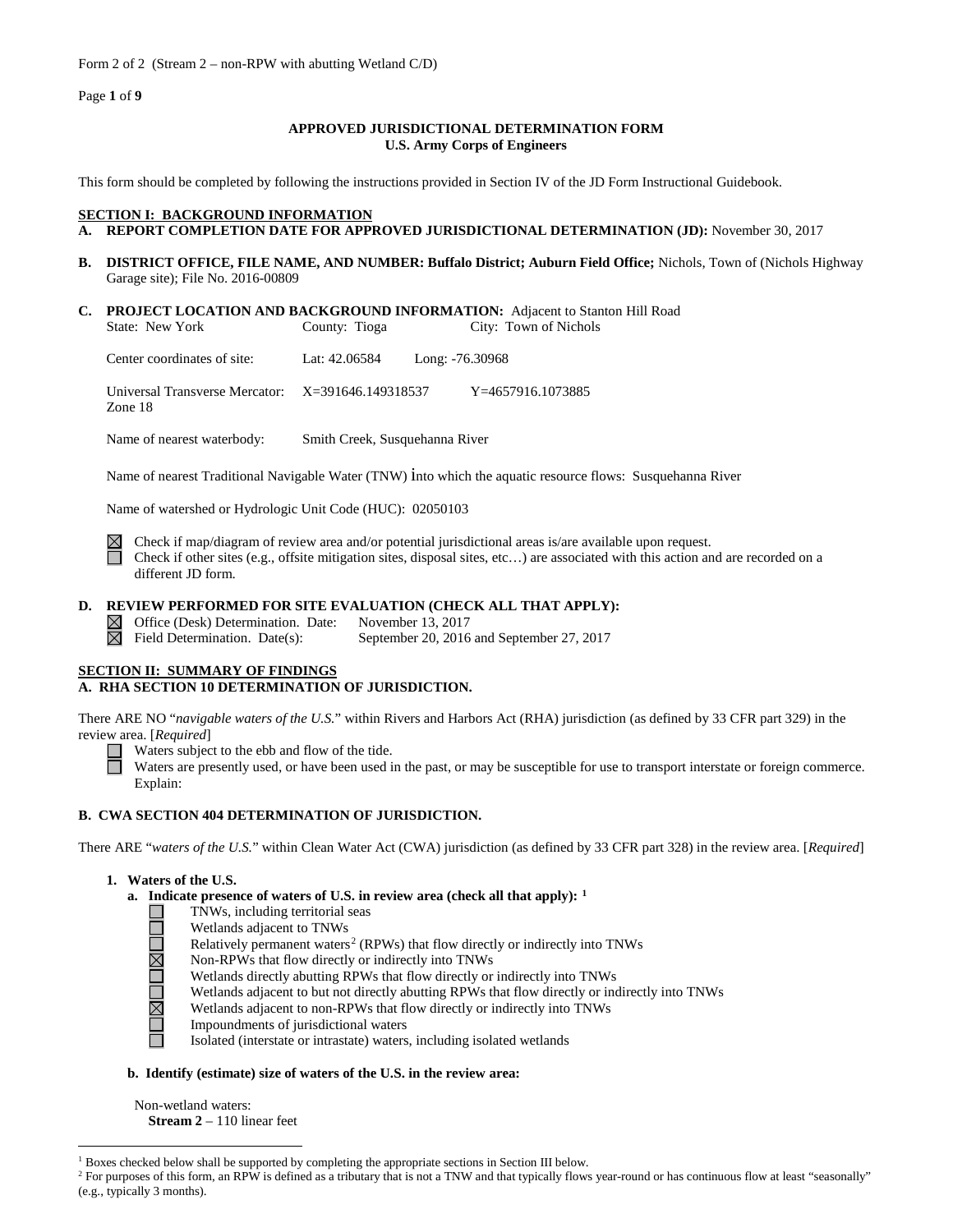Form 2 of 2 (Stream 2 – non-RPW with abutting Wetland C/D)

## APPROVED JURISDICTIONAL DETERMINATION FORM
## U.S. Army Corps of Engineers

This form should be completed by following the instructions provided in Section IV of the JD Form Instructional Guidebook.

**SECTION I: BACKGROUND INFORMATION**

**A. REPORT COMPLETION DATE FOR APPROVED JURISDICTIONAL DETERMINATION (JD):** November 30, 2017

**B. DISTRICT OFFICE, FILE NAME, AND NUMBER: Buffalo District; Auburn Field Office;** Nichols, Town of (Nichols Highway Garage site); File No. 2016-00809

**C. PROJECT LOCATION AND BACKGROUND INFORMATION:** Adjacent to Stanton Hill Road

State: New York County: Tioga City: Town of Nichols

Center coordinates of site: Lat: 42.06584 Long: -76.30968

Universal Transverse Mercator: Zone 18 X=391646.149318537 Y=4657916.1073885

Name of nearest waterbody: Smith Creek, Susquehanna River

Name of nearest Traditional Navigable Water (TNW) into which the aquatic resource flows: Susquehanna River

Name of watershed or Hydrologic Unit Code (HUC): 02050103

☒ Check if map/diagram of review area and/or potential jurisdictional areas is/are available upon request.
☐ Check if other sites (e.g., offsite mitigation sites, disposal sites, etc…) are associated with this action and are recorded on a different JD form.

**D. REVIEW PERFORMED FOR SITE EVALUATION (CHECK ALL THAT APPLY):**

☒ Office (Desk) Determination. Date: November 13, 2017
☒ Field Determination. Date(s): September 20, 2016 and September 27, 2017

**SECTION II: SUMMARY OF FINDINGS**

**A. RHA SECTION 10 DETERMINATION OF JURISDICTION.**

There ARE NO "*navigable waters of the U.S.*" within Rivers and Harbors Act (RHA) jurisdiction (as defined by 33 CFR part 329) in the review area. [*Required*]

☐ Waters subject to the ebb and flow of the tide.
☐ Waters are presently used, or have been used in the past, or may be susceptible for use to transport interstate or foreign commerce. Explain:

**B. CWA SECTION 404 DETERMINATION OF JURISDICTION.**

There ARE "*waters of the U.S.*" within Clean Water Act (CWA) jurisdiction (as defined by 33 CFR part 328) in the review area. [*Required*]

**1. Waters of the U.S.**

**a. Indicate presence of waters of U.S. in review area (check all that apply):** [1]

☐ TNWs, including territorial seas
☐ Wetlands adjacent to TNWs
☐ Relatively permanent waters[2] (RPWs) that flow directly or indirectly into TNWs
☒ Non-RPWs that flow directly or indirectly into TNWs
☐ Wetlands directly abutting RPWs that flow directly or indirectly into TNWs
☐ Wetlands adjacent to but not directly abutting RPWs that flow directly or indirectly into TNWs
☒ Wetlands adjacent to non-RPWs that flow directly or indirectly into TNWs
☐ Impoundments of jurisdictional waters
☐ Isolated (interstate or intrastate) waters, including isolated wetlands

**b. Identify (estimate) size of waters of the U.S. in the review area:**

Non-wetland waters:
**Stream 2** – 110 linear feet

---

[1] Boxes checked below shall be supported by completing the appropriate sections in Section III below.

[2] For purposes of this form, an RPW is defined as a tributary that is not a TNW and that typically flows year-round or has continuous flow at least "seasonally" (e.g., typically 3 months).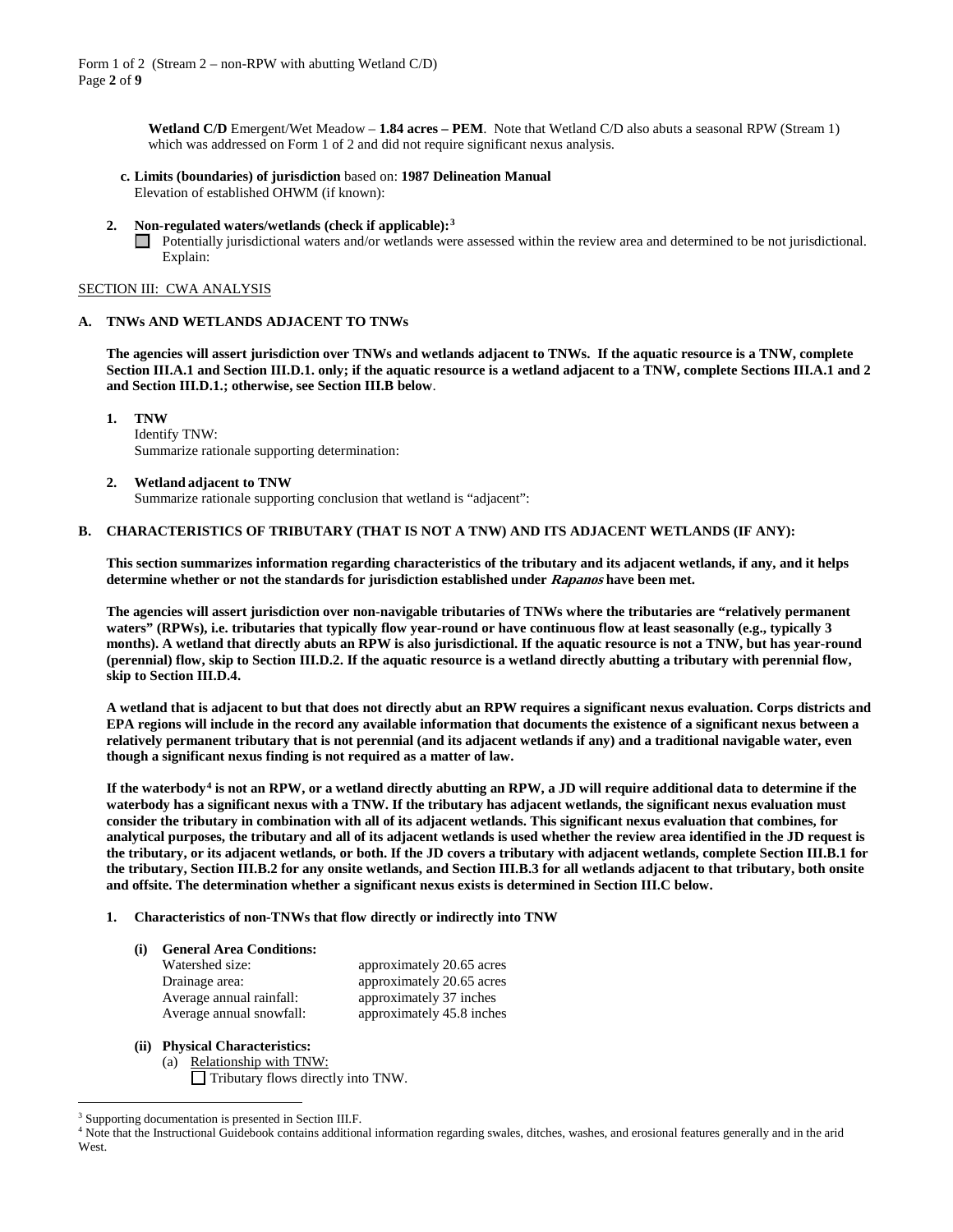**Wetland C/D** Emergent/Wet Meadow – **1.84 acres – PEM**. Note that Wetland C/D also abuts a seasonal RPW (Stream 1) which was addressed on Form 1 of 2 and did not require significant nexus analysis.

**c. Limits (boundaries) of jurisdiction** based on: **1987 Delineation Manual**
Elevation of established OHWM (if known):

**2. Non-regulated waters/wetlands (check if applicable):**[3]

☐ Potentially jurisdictional waters and/or wetlands were assessed within the review area and determined to be not jurisdictional. Explain:

SECTION III: CWA ANALYSIS

**A. TNWs AND WETLANDS ADJACENT TO TNWs**

**The agencies will assert jurisdiction over TNWs and wetlands adjacent to TNWs. If the aquatic resource is a TNW, complete Section III.A.1 and Section III.D.1. only; if the aquatic resource is a wetland adjacent to a TNW, complete Sections III.A.1 and 2 and Section III.D.1.; otherwise, see Section III.B below**.

**1. TNW**
Identify TNW:
Summarize rationale supporting determination:

**2. Wetland adjacent to TNW**
Summarize rationale supporting conclusion that wetland is "adjacent":

**B. CHARACTERISTICS OF TRIBUTARY (THAT IS NOT A TNW) AND ITS ADJACENT WETLANDS (IF ANY):**

**This section summarizes information regarding characteristics of the tributary and its adjacent wetlands, if any, and it helps determine whether or not the standards for jurisdiction established under *Rapanos* have been met.**

**The agencies will assert jurisdiction over non-navigable tributaries of TNWs where the tributaries are "relatively permanent waters" (RPWs), i.e. tributaries that typically flow year-round or have continuous flow at least seasonally (e.g., typically 3 months). A wetland that directly abuts an RPW is also jurisdictional. If the aquatic resource is not a TNW, but has year-round (perennial) flow, skip to Section III.D.2. If the aquatic resource is a wetland directly abutting a tributary with perennial flow, skip to Section III.D.4.**

**A wetland that is adjacent to but that does not directly abut an RPW requires a significant nexus evaluation. Corps districts and EPA regions will include in the record any available information that documents the existence of a significant nexus between a relatively permanent tributary that is not perennial (and its adjacent wetlands if any) and a traditional navigable water, even though a significant nexus finding is not required as a matter of law.**

**If the waterbody[4] is not an RPW, or a wetland directly abutting an RPW, a JD will require additional data to determine if the waterbody has a significant nexus with a TNW. If the tributary has adjacent wetlands, the significant nexus evaluation must consider the tributary in combination with all of its adjacent wetlands. This significant nexus evaluation that combines, for analytical purposes, the tributary and all of its adjacent wetlands is used whether the review area identified in the JD request is the tributary, or its adjacent wetlands, or both. If the JD covers a tributary with adjacent wetlands, complete Section III.B.1 for the tributary, Section III.B.2 for any onsite wetlands, and Section III.B.3 for all wetlands adjacent to that tributary, both onsite and offsite. The determination whether a significant nexus exists is determined in Section III.C below.**

**1. Characteristics of non-TNWs that flow directly or indirectly into TNW**

**(i) General Area Conditions:**

| | |
|---|---|
| Watershed size: | approximately 20.65 acres |
| Drainage area: | approximately 20.65 acres |
| Average annual rainfall: | approximately 37 inches |
| Average annual snowfall: | approximately 45.8 inches |

**(ii) Physical Characteristics:**

(a) Relationship with TNW:
☐ Tributary flows directly into TNW.

---

[3] Supporting documentation is presented in Section III.F.
[4] Note that the Instructional Guidebook contains additional information regarding swales, ditches, washes, and erosional features generally and in the arid West.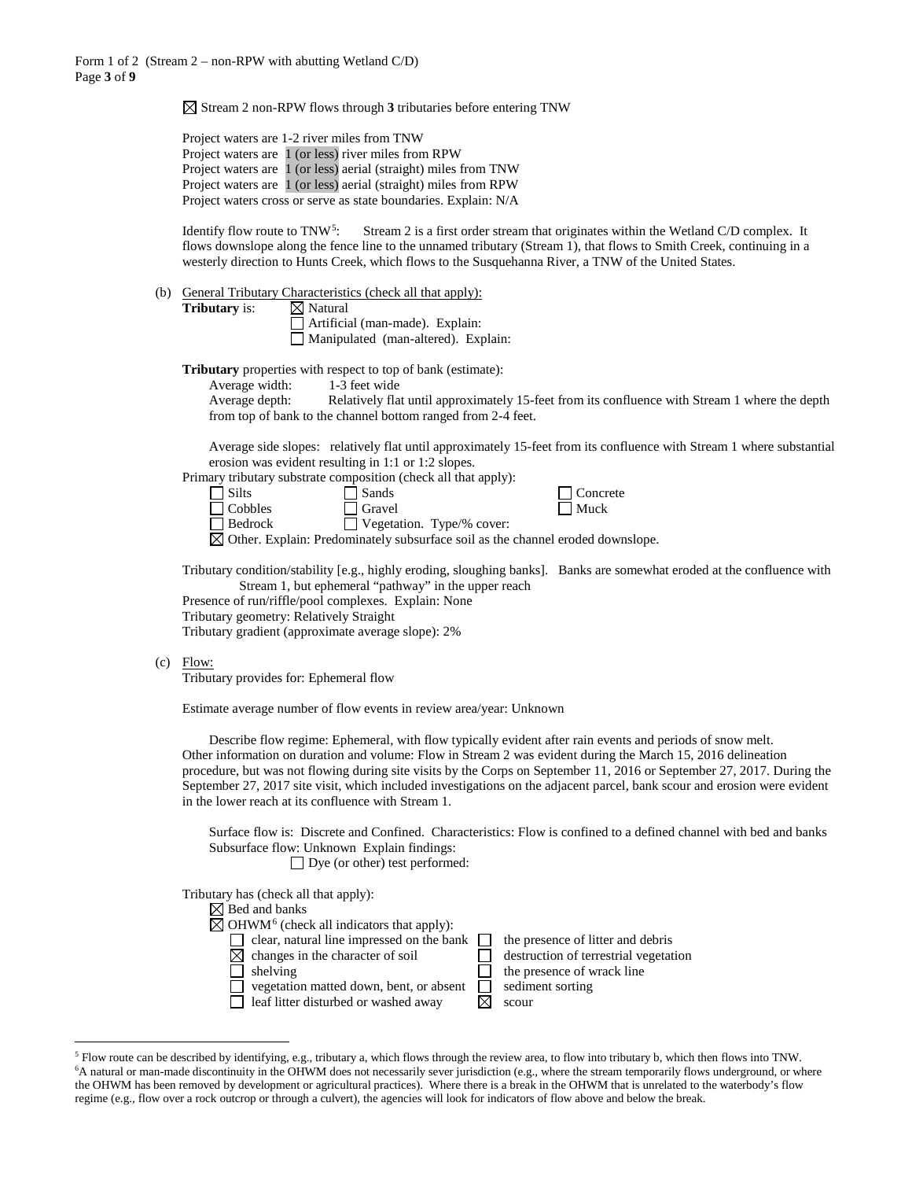☒ Stream 2 non-RPW flows through **3** tributaries before entering TNW

Project waters are 1-2 river miles from TNW
Project waters are 1 (or less) river miles from RPW
Project waters are 1 (or less) aerial (straight) miles from TNW
Project waters are 1 (or less) aerial (straight) miles from RPW
Project waters cross or serve as state boundaries. Explain: N/A

Identify flow route to TNW[5]: Stream 2 is a first order stream that originates within the Wetland C/D complex. It flows downslope along the fence line to the unnamed tributary (Stream 1), that flows to Smith Creek, continuing in a westerly direction to Hunts Creek, which flows to the Susquehanna River, a TNW of the United States.

(b) General Tributary Characteristics (check all that apply):

**Tributary** is: ☒ Natural
☐ Artificial (man-made). Explain:
☐ Manipulated (man-altered). Explain:

**Tributary** properties with respect to top of bank (estimate):

Average width: 1-3 feet wide
Average depth: Relatively flat until approximately 15-feet from its confluence with Stream 1 where the depth from top of bank to the channel bottom ranged from 2-4 feet.

Average side slopes: relatively flat until approximately 15-feet from its confluence with Stream 1 where substantial erosion was evident resulting in 1:1 or 1:2 slopes.

Primary tributary substrate composition (check all that apply):

☐ Silts ☐ Sands ☐ Concrete
☐ Cobbles ☐ Gravel ☐ Muck
☐ Bedrock ☐ Vegetation. Type/% cover:
☒ Other. Explain: Predominately subsurface soil as the channel eroded downslope.

Tributary condition/stability [e.g., highly eroding, sloughing banks]. Banks are somewhat eroded at the confluence with Stream 1, but ephemeral "pathway" in the upper reach
Presence of run/riffle/pool complexes. Explain: None
Tributary geometry: Relatively Straight
Tributary gradient (approximate average slope): 2%

(c) Flow:

Tributary provides for: Ephemeral flow

Estimate average number of flow events in review area/year: Unknown

Describe flow regime: Ephemeral, with flow typically evident after rain events and periods of snow melt.
Other information on duration and volume: Flow in Stream 2 was evident during the March 15, 2016 delineation procedure, but was not flowing during site visits by the Corps on September 11, 2016 or September 27, 2017. During the September 27, 2017 site visit, which included investigations on the adjacent parcel, bank scour and erosion were evident in the lower reach at its confluence with Stream 1.

Surface flow is: Discrete and Confined. Characteristics: Flow is confined to a defined channel with bed and banks
Subsurface flow: Unknown Explain findings:
☐ Dye (or other) test performed:

Tributary has (check all that apply):

☒ Bed and banks
☒ OHWM[6] (check all indicators that apply):
☐ clear, natural line impressed on the bank ☐ the presence of litter and debris
☒ changes in the character of soil ☐ destruction of terrestrial vegetation
☐ shelving ☐ the presence of wrack line
☐ vegetation matted down, bent, or absent ☐ sediment sorting
☐ leaf litter disturbed or washed away ☒ scour

[5] Flow route can be described by identifying, e.g., tributary a, which flows through the review area, to flow into tributary b, which then flows into TNW.
[6] A natural or man-made discontinuity in the OHWM does not necessarily sever jurisdiction (e.g., where the stream temporarily flows underground, or where the OHWM has been removed by development or agricultural practices). Where there is a break in the OHWM that is unrelated to the waterbody's flow regime (e.g., flow over a rock outcrop or through a culvert), the agencies will look for indicators of flow above and below the break.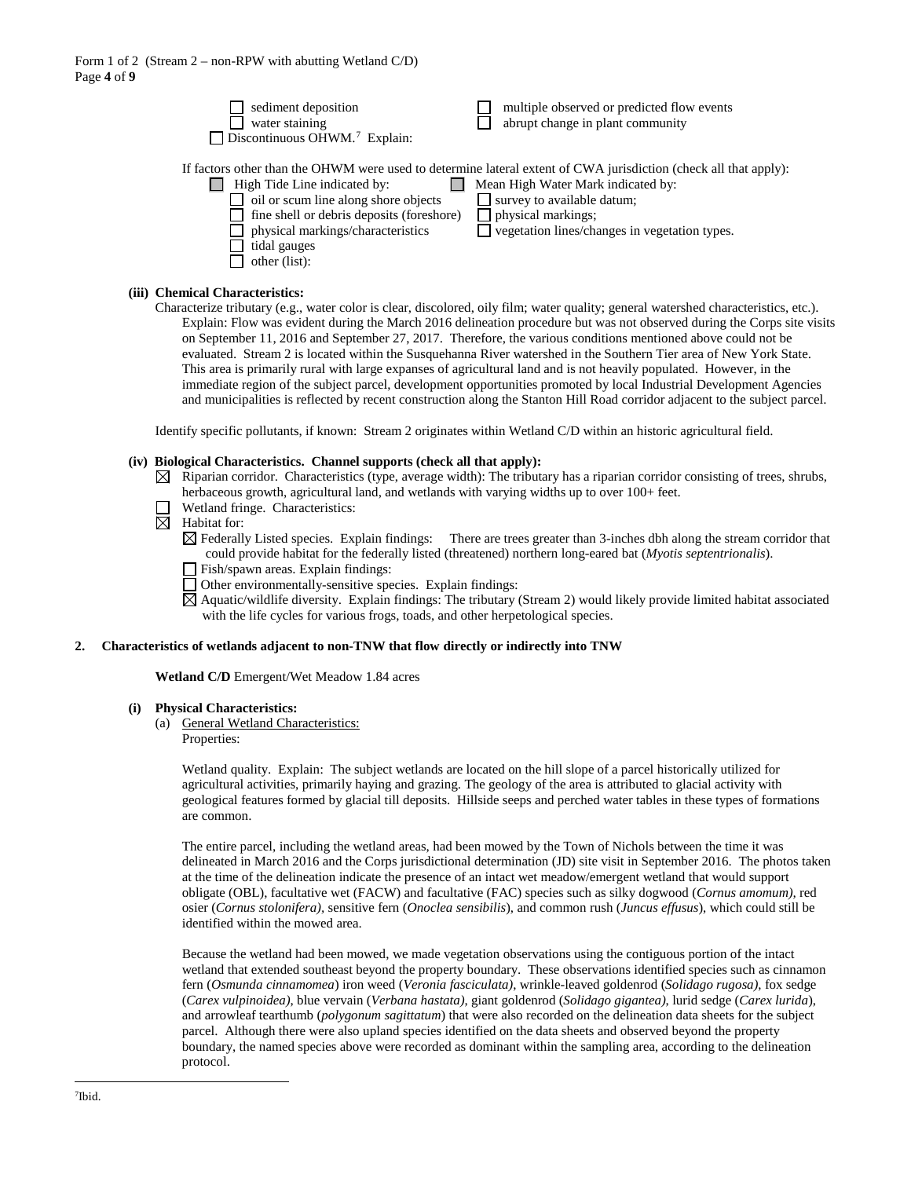Form 1 of 2 (Stream 2 – non-RPW with abutting Wetland C/D)

☐ sediment deposition
☐ water staining
☐ multiple observed or predicted flow events
☐ abrupt change in plant community

☐ Discontinuous OHWM.[7] Explain:

If factors other than the OHWM were used to determine lateral extent of CWA jurisdiction (check all that apply):

☐ High Tide Line indicated by:
- ☐ oil or scum line along shore objects
- ☐ fine shell or debris deposits (foreshore)
- ☐ physical markings/characteristics
- ☐ tidal gauges
- ☐ other (list):

☐ Mean High Water Mark indicated by:
- ☐ survey to available datum;
- ☐ physical markings;
- ☐ vegetation lines/changes in vegetation types.

**(iii) Chemical Characteristics:**

Characterize tributary (e.g., water color is clear, discolored, oily film; water quality; general watershed characteristics, etc.). Explain: Flow was evident during the March 2016 delineation procedure but was not observed during the Corps site visits on September 11, 2016 and September 27, 2017. Therefore, the various conditions mentioned above could not be evaluated. Stream 2 is located within the Susquehanna River watershed in the Southern Tier area of New York State. This area is primarily rural with large expanses of agricultural land and is not heavily populated. However, in the immediate region of the subject parcel, development opportunities promoted by local Industrial Development Agencies and municipalities is reflected by recent construction along the Stanton Hill Road corridor adjacent to the subject parcel.

Identify specific pollutants, if known: Stream 2 originates within Wetland C/D within an historic agricultural field.

**(iv) Biological Characteristics. Channel supports (check all that apply):**

☒ Riparian corridor. Characteristics (type, average width): The tributary has a riparian corridor consisting of trees, shrubs, herbaceous growth, agricultural land, and wetlands with varying widths up to over 100+ feet.

☐ Wetland fringe. Characteristics:

☒ Habitat for:

- ☒ Federally Listed species. Explain findings: There are trees greater than 3-inches dbh along the stream corridor that could provide habitat for the federally listed (threatened) northern long-eared bat (*Myotis septentrionalis*).
- ☐ Fish/spawn areas. Explain findings:
- ☐ Other environmentally-sensitive species. Explain findings:
- ☒ Aquatic/wildlife diversity. Explain findings: The tributary (Stream 2) would likely provide limited habitat associated with the life cycles for various frogs, toads, and other herpetological species.

**2. Characteristics of wetlands adjacent to non-TNW that flow directly or indirectly into TNW**

**Wetland C/D** Emergent/Wet Meadow 1.84 acres

**(i) Physical Characteristics:**

(a) General Wetland Characteristics:

Properties:

Wetland quality. Explain: The subject wetlands are located on the hill slope of a parcel historically utilized for agricultural activities, primarily haying and grazing. The geology of the area is attributed to glacial activity with geological features formed by glacial till deposits. Hillside seeps and perched water tables in these types of formations are common.

The entire parcel, including the wetland areas, had been mowed by the Town of Nichols between the time it was delineated in March 2016 and the Corps jurisdictional determination (JD) site visit in September 2016. The photos taken at the time of the delineation indicate the presence of an intact wet meadow/emergent wetland that would support obligate (OBL), facultative wet (FACW) and facultative (FAC) species such as silky dogwood (*Cornus amomum),* red osier (*Cornus stolonifera),* sensitive fern (*Onoclea sensibilis*), and common rush (*Juncus effusus*), which could still be identified within the mowed area.

Because the wetland had been mowed, we made vegetation observations using the contiguous portion of the intact wetland that extended southeast beyond the property boundary. These observations identified species such as cinnamon fern (*Osmunda cinnamomea*) iron weed (*Veronia fasciculata),* wrinkle-leaved goldenrod (*Solidago rugosa),* fox sedge (*Carex vulpinoidea),* blue vervain (*Verbana hastata),* giant goldenrod (*Solidago gigantea),* lurid sedge (*Carex lurida*), and arrowleaf tearthumb (*polygonum sagittatum*) that were also recorded on the delineation data sheets for the subject parcel. Although there were also upland species identified on the data sheets and observed beyond the property boundary, the named species above were recorded as dominant within the sampling area, according to the delineation protocol.

---

[7] Ibid.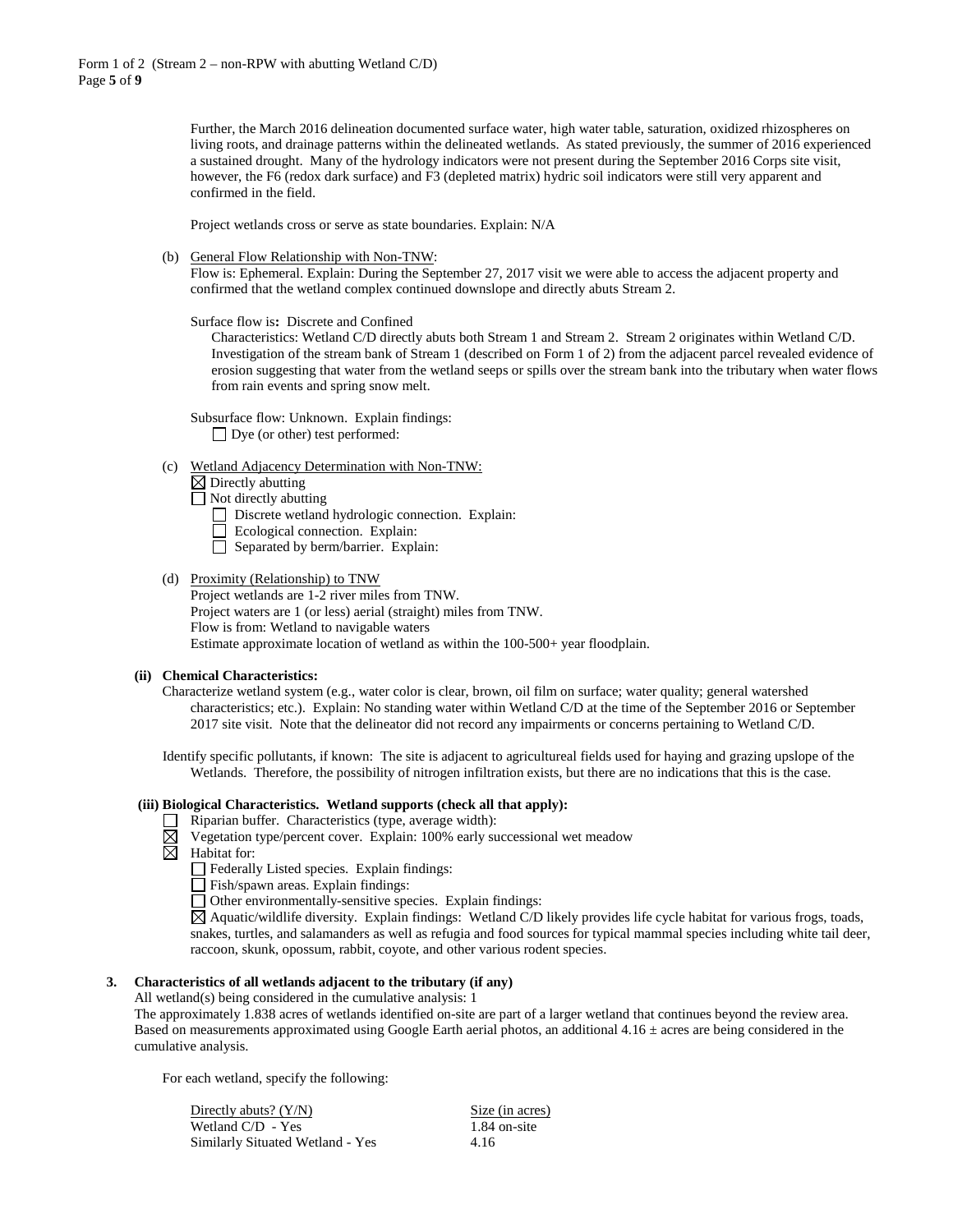Further, the March 2016 delineation documented surface water, high water table, saturation, oxidized rhizospheres on living roots, and drainage patterns within the delineated wetlands. As stated previously, the summer of 2016 experienced a sustained drought. Many of the hydrology indicators were not present during the September 2016 Corps site visit, however, the F6 (redox dark surface) and F3 (depleted matrix) hydric soil indicators were still very apparent and confirmed in the field.

Project wetlands cross or serve as state boundaries. Explain: N/A

(b) General Flow Relationship with Non-TNW:
Flow is: Ephemeral. Explain: During the September 27, 2017 visit we were able to access the adjacent property and confirmed that the wetland complex continued downslope and directly abuts Stream 2.

Surface flow is: Discrete and Confined
Characteristics: Wetland C/D directly abuts both Stream 1 and Stream 2. Stream 2 originates within Wetland C/D. Investigation of the stream bank of Stream 1 (described on Form 1 of 2) from the adjacent parcel revealed evidence of erosion suggesting that water from the wetland seeps or spills over the stream bank into the tributary when water flows from rain events and spring snow melt.

Subsurface flow: Unknown. Explain findings:
☐ Dye (or other) test performed:

(c) Wetland Adjacency Determination with Non-TNW:
☒ Directly abutting
☐ Not directly abutting
☐ Discrete wetland hydrologic connection. Explain:
☐ Ecological connection. Explain:
☐ Separated by berm/barrier. Explain:

(d) Proximity (Relationship) to TNW
Project wetlands are 1-2 river miles from TNW.
Project waters are 1 (or less) aerial (straight) miles from TNW.
Flow is from: Wetland to navigable waters
Estimate approximate location of wetland as within the 100-500+ year floodplain.

**(ii) Chemical Characteristics:**
Characterize wetland system (e.g., water color is clear, brown, oil film on surface; water quality; general watershed characteristics; etc.). Explain: No standing water within Wetland C/D at the time of the September 2016 or September 2017 site visit. Note that the delineator did not record any impairments or concerns pertaining to Wetland C/D.

Identify specific pollutants, if known: The site is adjacent to agricultureal fields used for haying and grazing upslope of the Wetlands. Therefore, the possibility of nitrogen infiltration exists, but there are no indications that this is the case.

**(iii) Biological Characteristics. Wetland supports (check all that apply):**
☐ Riparian buffer. Characteristics (type, average width):
☒ Vegetation type/percent cover. Explain: 100% early successional wet meadow
☒ Habitat for:
☐ Federally Listed species. Explain findings:
☐ Fish/spawn areas. Explain findings:
☐ Other environmentally-sensitive species. Explain findings:
☒ Aquatic/wildlife diversity. Explain findings: Wetland C/D likely provides life cycle habitat for various frogs, toads, snakes, turtles, and salamanders as well as refugia and food sources for typical mammal species including white tail deer, raccoon, skunk, opossum, rabbit, coyote, and other various rodent species.

**3. Characteristics of all wetlands adjacent to the tributary (if any)**
All wetland(s) being considered in the cumulative analysis: 1
The approximately 1.838 acres of wetlands identified on-site are part of a larger wetland that continues beyond the review area. Based on measurements approximated using Google Earth aerial photos, an additional 4.16 ± acres are being considered in the cumulative analysis.

For each wetland, specify the following:

| Directly abuts? (Y/N) | Size (in acres) |
|---|---|
| Wetland C/D - Yes | 1.84 on-site |
| Similarly Situated Wetland - Yes | 4.16 |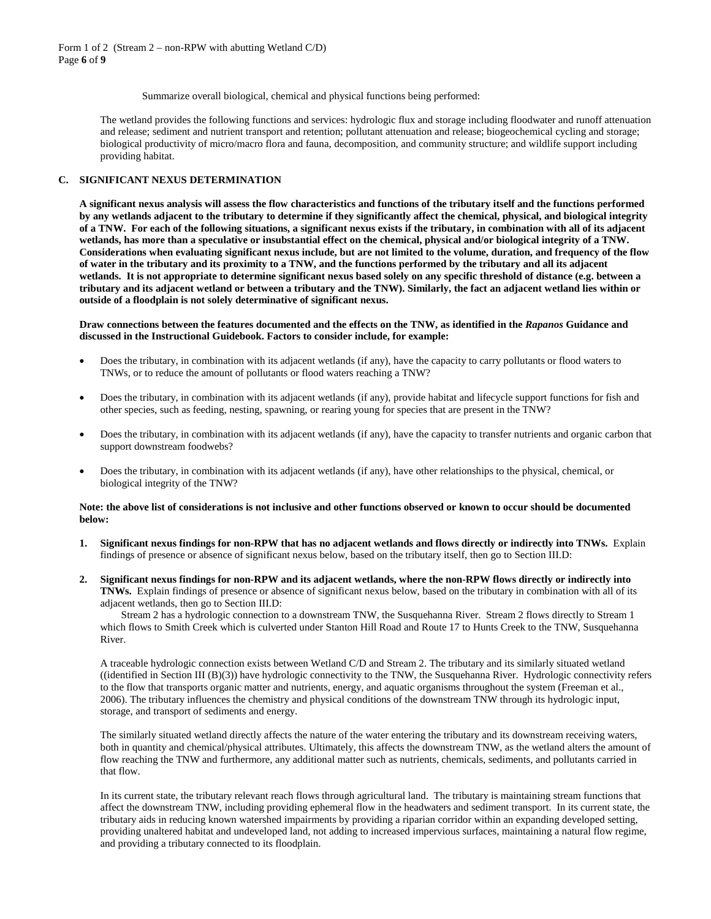Summarize overall biological, chemical and physical functions being performed:

The wetland provides the following functions and services: hydrologic flux and storage including floodwater and runoff attenuation and release; sediment and nutrient transport and retention; pollutant attenuation and release; biogeochemical cycling and storage; biological productivity of micro/macro flora and fauna, decomposition, and community structure; and wildlife support including providing habitat.

### C. SIGNIFICANT NEXUS DETERMINATION

**A significant nexus analysis will assess the flow characteristics and functions of the tributary itself and the functions performed by any wetlands adjacent to the tributary to determine if they significantly affect the chemical, physical, and biological integrity of a TNW. For each of the following situations, a significant nexus exists if the tributary, in combination with all of its adjacent wetlands, has more than a speculative or insubstantial effect on the chemical, physical and/or biological integrity of a TNW. Considerations when evaluating significant nexus include, but are not limited to the volume, duration, and frequency of the flow of water in the tributary and its proximity to a TNW, and the functions performed by the tributary and all its adjacent wetlands. It is not appropriate to determine significant nexus based solely on any specific threshold of distance (e.g. between a tributary and its adjacent wetland or between a tributary and the TNW). Similarly, the fact an adjacent wetland lies within or outside of a floodplain is not solely determinative of significant nexus.**

**Draw connections between the features documented and the effects on the TNW, as identified in the *Rapanos* Guidance and discussed in the Instructional Guidebook. Factors to consider include, for example:**

- Does the tributary, in combination with its adjacent wetlands (if any), have the capacity to carry pollutants or flood waters to TNWs, or to reduce the amount of pollutants or flood waters reaching a TNW?
- Does the tributary, in combination with its adjacent wetlands (if any), provide habitat and lifecycle support functions for fish and other species, such as feeding, nesting, spawning, or rearing young for species that are present in the TNW?
- Does the tributary, in combination with its adjacent wetlands (if any), have the capacity to transfer nutrients and organic carbon that support downstream foodwebs?
- Does the tributary, in combination with its adjacent wetlands (if any), have other relationships to the physical, chemical, or biological integrity of the TNW?

**Note: the above list of considerations is not inclusive and other functions observed or known to occur should be documented below:**

1. **Significant nexus findings for non-RPW that has no adjacent wetlands and flows directly or indirectly into TNWs.** Explain findings of presence or absence of significant nexus below, based on the tributary itself, then go to Section III.D:

2. **Significant nexus findings for non-RPW and its adjacent wetlands, where the non-RPW flows directly or indirectly into TNWs.** Explain findings of presence or absence of significant nexus below, based on the tributary in combination with all of its adjacent wetlands, then go to Section III.D:
   Stream 2 has a hydrologic connection to a downstream TNW, the Susquehanna River. Stream 2 flows directly to Stream 1 which flows to Smith Creek which is culverted under Stanton Hill Road and Route 17 to Hunts Creek to the TNW, Susquehanna River.

   A traceable hydrologic connection exists between Wetland C/D and Stream 2. The tributary and its similarly situated wetland ((identified in Section III (B)(3)) have hydrologic connectivity to the TNW, the Susquehanna River. Hydrologic connectivity refers to the flow that transports organic matter and nutrients, energy, and aquatic organisms throughout the system (Freeman et al., 2006). The tributary influences the chemistry and physical conditions of the downstream TNW through its hydrologic input, storage, and transport of sediments and energy.

   The similarly situated wetland directly affects the nature of the water entering the tributary and its downstream receiving waters, both in quantity and chemical/physical attributes. Ultimately, this affects the downstream TNW, as the wetland alters the amount of flow reaching the TNW and furthermore, any additional matter such as nutrients, chemicals, sediments, and pollutants carried in that flow.

   In its current state, the tributary relevant reach flows through agricultural land. The tributary is maintaining stream functions that affect the downstream TNW, including providing ephemeral flow in the headwaters and sediment transport. In its current state, the tributary aids in reducing known watershed impairments by providing a riparian corridor within an expanding developed setting, providing unaltered habitat and undeveloped land, not adding to increased impervious surfaces, maintaining a natural flow regime, and providing a tributary connected to its floodplain.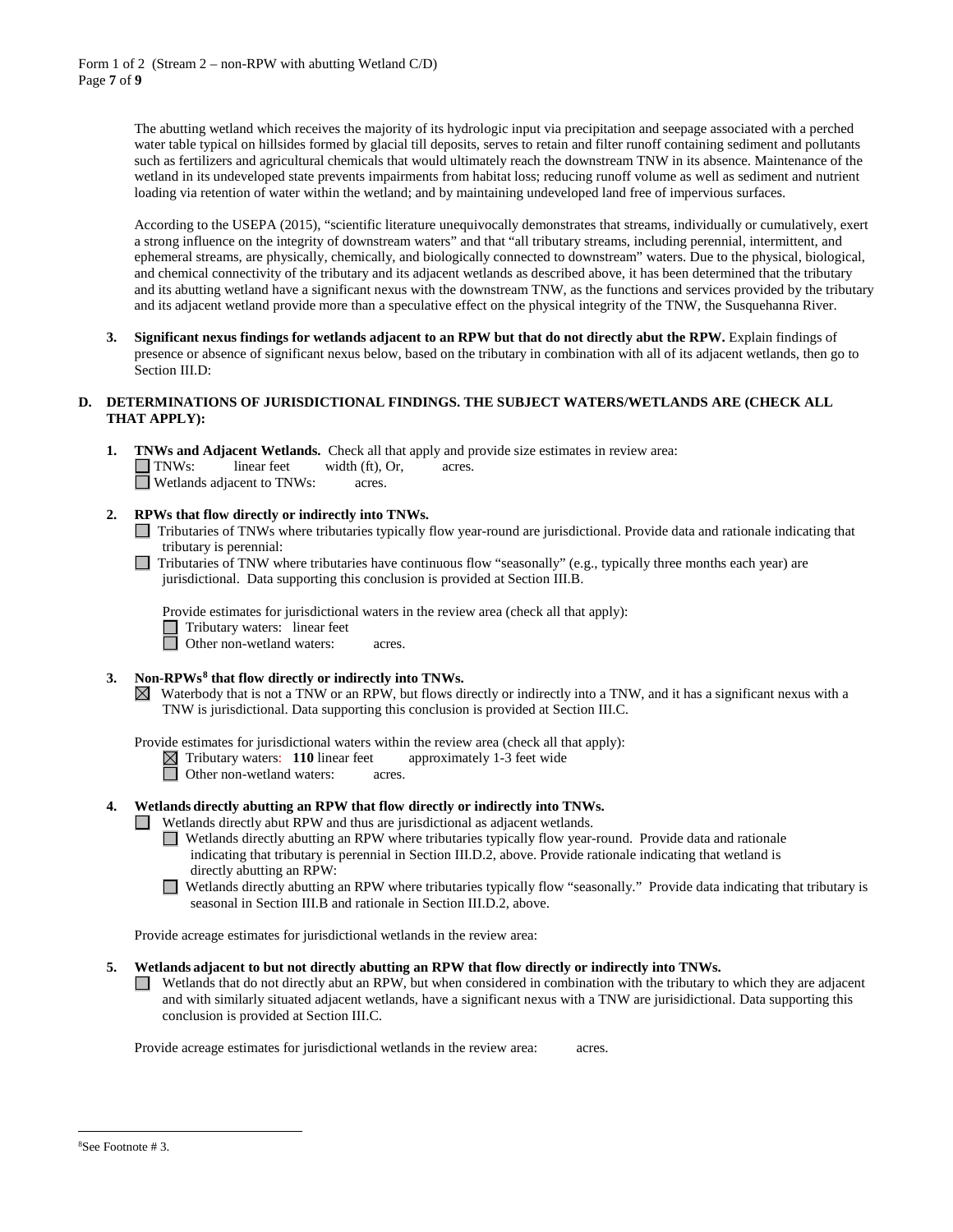The abutting wetland which receives the majority of its hydrologic input via precipitation and seepage associated with a perched water table typical on hillsides formed by glacial till deposits, serves to retain and filter runoff containing sediment and pollutants such as fertilizers and agricultural chemicals that would ultimately reach the downstream TNW in its absence. Maintenance of the wetland in its undeveloped state prevents impairments from habitat loss; reducing runoff volume as well as sediment and nutrient loading via retention of water within the wetland; and by maintaining undeveloped land free of impervious surfaces.

According to the USEPA (2015), "scientific literature unequivocally demonstrates that streams, individually or cumulatively, exert a strong influence on the integrity of downstream waters" and that "all tributary streams, including perennial, intermittent, and ephemeral streams, are physically, chemically, and biologically connected to downstream" waters. Due to the physical, biological, and chemical connectivity of the tributary and its adjacent wetlands as described above, it has been determined that the tributary and its abutting wetland have a significant nexus with the downstream TNW, as the functions and services provided by the tributary and its adjacent wetland provide more than a speculative effect on the physical integrity of the TNW, the Susquehanna River.

3. **Significant nexus findings for wetlands adjacent to an RPW but that do not directly abut the RPW.** Explain findings of presence or absence of significant nexus below, based on the tributary in combination with all of its adjacent wetlands, then go to Section III.D:

## D. DETERMINATIONS OF JURISDICTIONAL FINDINGS. THE SUBJECT WATERS/WETLANDS ARE (CHECK ALL THAT APPLY):

1. **TNWs and Adjacent Wetlands.** Check all that apply and provide size estimates in review area:
   - ☐ TNWs: linear feet width (ft), Or, acres.
   - ☐ Wetlands adjacent to TNWs: acres.

2. **RPWs that flow directly or indirectly into TNWs.**
   - ☐ Tributaries of TNWs where tributaries typically flow year-round are jurisdictional. Provide data and rationale indicating that tributary is perennial:
   - ☐ Tributaries of TNW where tributaries have continuous flow "seasonally" (e.g., typically three months each year) are jurisdictional. Data supporting this conclusion is provided at Section III.B.

   Provide estimates for jurisdictional waters in the review area (check all that apply):
   - ☐ Tributary waters: linear feet
   - ☐ Other non-wetland waters: acres.

3. **Non-RPWs[8] that flow directly or indirectly into TNWs.**
   - ☒ Waterbody that is not a TNW or an RPW, but flows directly or indirectly into a TNW, and it has a significant nexus with a TNW is jurisdictional. Data supporting this conclusion is provided at Section III.C.

   Provide estimates for jurisdictional waters within the review area (check all that apply):
   - ☒ Tributary waters: **110** linear feet approximately 1-3 feet wide
   - ☐ Other non-wetland waters: acres.

4. **Wetlands directly abutting an RPW that flow directly or indirectly into TNWs.**
   - ☐ Wetlands directly abut RPW and thus are jurisdictional as adjacent wetlands.
     - ☐ Wetlands directly abutting an RPW where tributaries typically flow year-round. Provide data and rationale indicating that tributary is perennial in Section III.D.2, above. Provide rationale indicating that wetland is directly abutting an RPW:
     - ☐ Wetlands directly abutting an RPW where tributaries typically flow "seasonally." Provide data indicating that tributary is seasonal in Section III.B and rationale in Section III.D.2, above.

   Provide acreage estimates for jurisdictional wetlands in the review area:

5. **Wetlands adjacent to but not directly abutting an RPW that flow directly or indirectly into TNWs.**
   - ☐ Wetlands that do not directly abut an RPW, but when considered in combination with the tributary to which they are adjacent and with similarly situated adjacent wetlands, have a significant nexus with a TNW are jurisidictional. Data supporting this conclusion is provided at Section III.C.

   Provide acreage estimates for jurisdictional wetlands in the review area: acres.

[8]See Footnote # 3.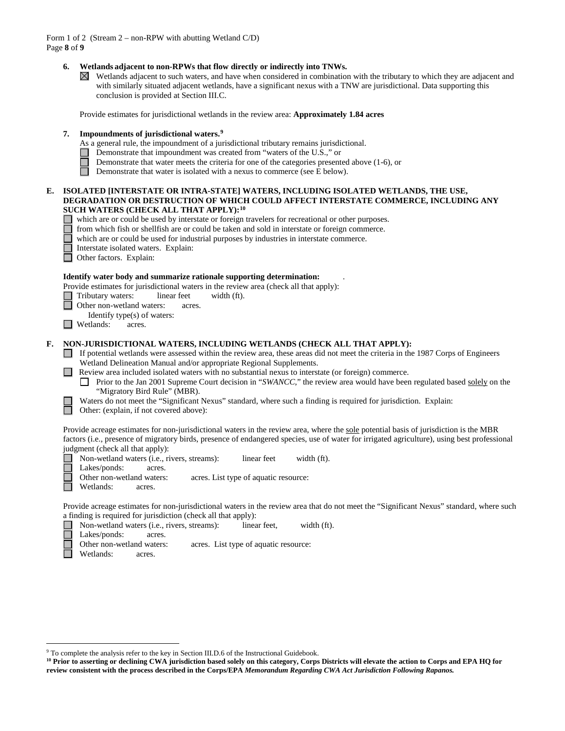**6. Wetlands adjacent to non-RPWs that flow directly or indirectly into TNWs.**

☒ Wetlands adjacent to such waters, and have when considered in combination with the tributary to which they are adjacent and with similarly situated adjacent wetlands, have a significant nexus with a TNW are jurisdictional. Data supporting this conclusion is provided at Section III.C.

Provide estimates for jurisdictional wetlands in the review area: **Approximately 1.84 acres**

**7. Impoundments of jurisdictional waters.**[9]

As a general rule, the impoundment of a jurisdictional tributary remains jurisdictional.

☐ Demonstrate that impoundment was created from "waters of the U.S.," or
☐ Demonstrate that water meets the criteria for one of the categories presented above (1-6), or
☐ Demonstrate that water is isolated with a nexus to commerce (see E below).

**E. ISOLATED [INTERSTATE OR INTRA-STATE] WATERS, INCLUDING ISOLATED WETLANDS, THE USE, DEGRADATION OR DESTRUCTION OF WHICH COULD AFFECT INTERSTATE COMMERCE, INCLUDING ANY SUCH WATERS (CHECK ALL THAT APPLY):**[10]

☐ which are or could be used by interstate or foreign travelers for recreational or other purposes.
☐ from which fish or shellfish are or could be taken and sold in interstate or foreign commerce.
☐ which are or could be used for industrial purposes by industries in interstate commerce.
☐ Interstate isolated waters. Explain:
☐ Other factors. Explain:

**Identify water body and summarize rationale supporting determination:** .

Provide estimates for jurisdictional waters in the review area (check all that apply):

☐ Tributary waters: linear feet width (ft).
☐ Other non-wetland waters: acres.
Identify type(s) of waters:
☐ Wetlands: acres.

**F. NON-JURISDICTIONAL WATERS, INCLUDING WETLANDS (CHECK ALL THAT APPLY):**

☐ If potential wetlands were assessed within the review area, these areas did not meet the criteria in the 1987 Corps of Engineers Wetland Delineation Manual and/or appropriate Regional Supplements.
☐ Review area included isolated waters with no substantial nexus to interstate (or foreign) commerce.
☐ Prior to the Jan 2001 Supreme Court decision in "*SWANCC*," the review area would have been regulated based solely on the "Migratory Bird Rule" (MBR).
☐ Waters do not meet the "Significant Nexus" standard, where such a finding is required for jurisdiction. Explain:
☐ Other: (explain, if not covered above):

Provide acreage estimates for non-jurisdictional waters in the review area, where the sole potential basis of jurisdiction is the MBR factors (i.e., presence of migratory birds, presence of endangered species, use of water for irrigated agriculture), using best professional judgment (check all that apply):

☐ Non-wetland waters (i.e., rivers, streams): linear feet width (ft).
☐ Lakes/ponds: acres.
☐ Other non-wetland waters: acres. List type of aquatic resource:
☐ Wetlands: acres.

Provide acreage estimates for non-jurisdictional waters in the review area that do not meet the "Significant Nexus" standard, where such a finding is required for jurisdiction (check all that apply):

☐ Non-wetland waters (i.e., rivers, streams): linear feet, width (ft).
☐ Lakes/ponds: acres.
☐ Other non-wetland waters: acres. List type of aquatic resource:
☐ Wetlands: acres.

[9] To complete the analysis refer to the key in Section III.D.6 of the Instructional Guidebook.

[10] **Prior to asserting or declining CWA jurisdiction based solely on this category, Corps Districts will elevate the action to Corps and EPA HQ for review consistent with the process described in the Corps/EPA *Memorandum Regarding CWA Act Jurisdiction Following Rapanos.***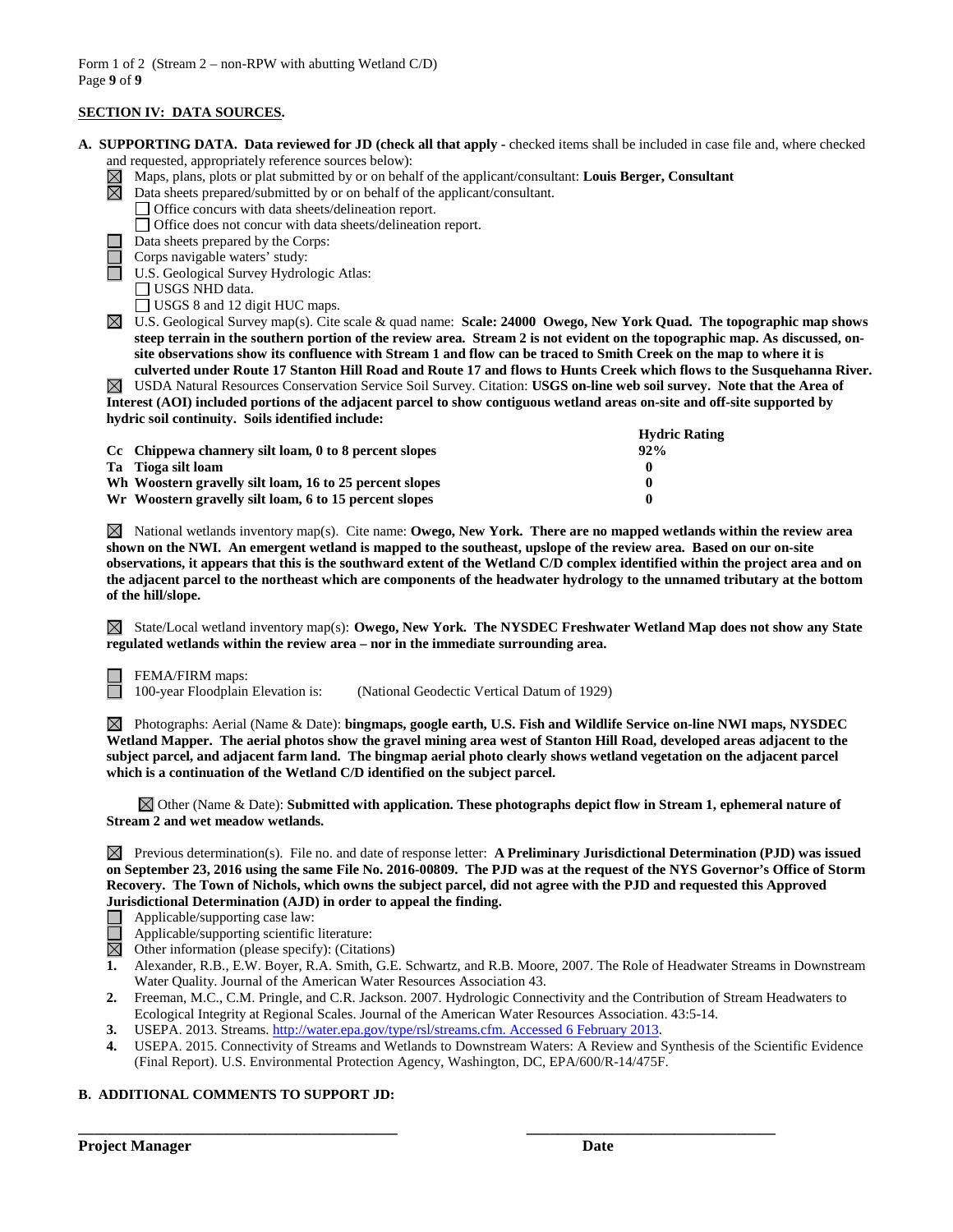Form 1 of 2 (Stream 2 – non-RPW with abutting Wetland C/D)

## SECTION IV: DATA SOURCES.

**A. SUPPORTING DATA. Data reviewed for JD (check all that apply** - checked items shall be included in case file and, where checked and requested, appropriately reference sources below):

- ☒ Maps, plans, plots or plat submitted by or on behalf of the applicant/consultant: **Louis Berger, Consultant**
- ☒ Data sheets prepared/submitted by or on behalf of the applicant/consultant.
  - ☐ Office concurs with data sheets/delineation report.
  - ☐ Office does not concur with data sheets/delineation report.
- ☐ Data sheets prepared by the Corps:
- ☐ Corps navigable waters' study:
- ☐ U.S. Geological Survey Hydrologic Atlas:
  - ☐ USGS NHD data.
  - ☐ USGS 8 and 12 digit HUC maps.
- ☒ U.S. Geological Survey map(s). Cite scale & quad name: **Scale: 24000 Owego, New York Quad. The topographic map shows steep terrain in the southern portion of the review area. Stream 2 is not evident on the topographic map. As discussed, on-site observations show its confluence with Stream 1 and flow can be traced to Smith Creek on the map to where it is culverted under Route 17 Stanton Hill Road and Route 17 and flows to Hunts Creek which flows to the Susquehanna River.**
- ☒ USDA Natural Resources Conservation Service Soil Survey. Citation: **USGS on-line web soil survey. Note that the Area of Interest (AOI) included portions of the adjacent parcel to show contiguous wetland areas on-site and off-site supported by hydric soil continuity. Soils identified include:**

| | Hydric Rating |
|---|---|
| **Cc Chippewa channery silt loam, 0 to 8 percent slopes** | **92%** |
| **Ta Tioga silt loam** | **0** |
| **Wh Woostern gravelly silt loam, 16 to 25 percent slopes** | **0** |
| **Wr Woostern gravelly silt loam, 6 to 15 percent slopes** | **0** |

- ☒ National wetlands inventory map(s). Cite name: **Owego, New York. There are no mapped wetlands within the review area shown on the NWI. An emergent wetland is mapped to the southeast, upslope of the review area. Based on our on-site observations, it appears that this is the southward extent of the Wetland C/D complex identified within the project area and on the adjacent parcel to the northeast which are components of the headwater hydrology to the unnamed tributary at the bottom of the hill/slope.**

- ☒ State/Local wetland inventory map(s): **Owego, New York. The NYSDEC Freshwater Wetland Map does not show any State regulated wetlands within the review area – nor in the immediate surrounding area.**

- ☐ FEMA/FIRM maps:
- ☐ 100-year Floodplain Elevation is: (National Geodectic Vertical Datum of 1929)

- ☒ Photographs: Aerial (Name & Date): **bingmaps, google earth, U.S. Fish and Wildlife Service on-line NWI maps, NYSDEC Wetland Mapper. The aerial photos show the gravel mining area west of Stanton Hill Road, developed areas adjacent to the subject parcel, and adjacent farm land. The bingmap aerial photo clearly shows wetland vegetation on the adjacent parcel which is a continuation of the Wetland C/D identified on the subject parcel.**

  - ☒ Other (Name & Date): **Submitted with application. These photographs depict flow in Stream 1, ephemeral nature of Stream 2 and wet meadow wetlands.**

- ☒ Previous determination(s). File no. and date of response letter: **A Preliminary Jurisdictional Determination (PJD) was issued on September 23, 2016 using the same File No. 2016-00809. The PJD was at the request of the NYS Governor's Office of Storm Recovery. The Town of Nichols, which owns the subject parcel, did not agree with the PJD and requested this Approved Jurisdictional Determination (AJD) in order to appeal the finding.**
- ☐ Applicable/supporting case law:
- ☐ Applicable/supporting scientific literature:
- ☒ Other information (please specify): (Citations)

1. Alexander, R.B., E.W. Boyer, R.A. Smith, G.E. Schwartz, and R.B. Moore, 2007. The Role of Headwater Streams in Downstream Water Quality. Journal of the American Water Resources Association 43.
2. Freeman, M.C., C.M. Pringle, and C.R. Jackson. 2007. Hydrologic Connectivity and the Contribution of Stream Headwaters to Ecological Integrity at Regional Scales. Journal of the American Water Resources Association. 43:5-14.
3. USEPA. 2013. Streams. http://water.epa.gov/type/rsl/streams.cfm. Accessed 6 February 2013.
4. USEPA. 2015. Connectivity of Streams and Wetlands to Downstream Waters: A Review and Synthesis of the Scientific Evidence (Final Report). U.S. Environmental Protection Agency, Washington, DC, EPA/600/R-14/475F.

**B. ADDITIONAL COMMENTS TO SUPPORT JD:**

**Project Manager** **Date**